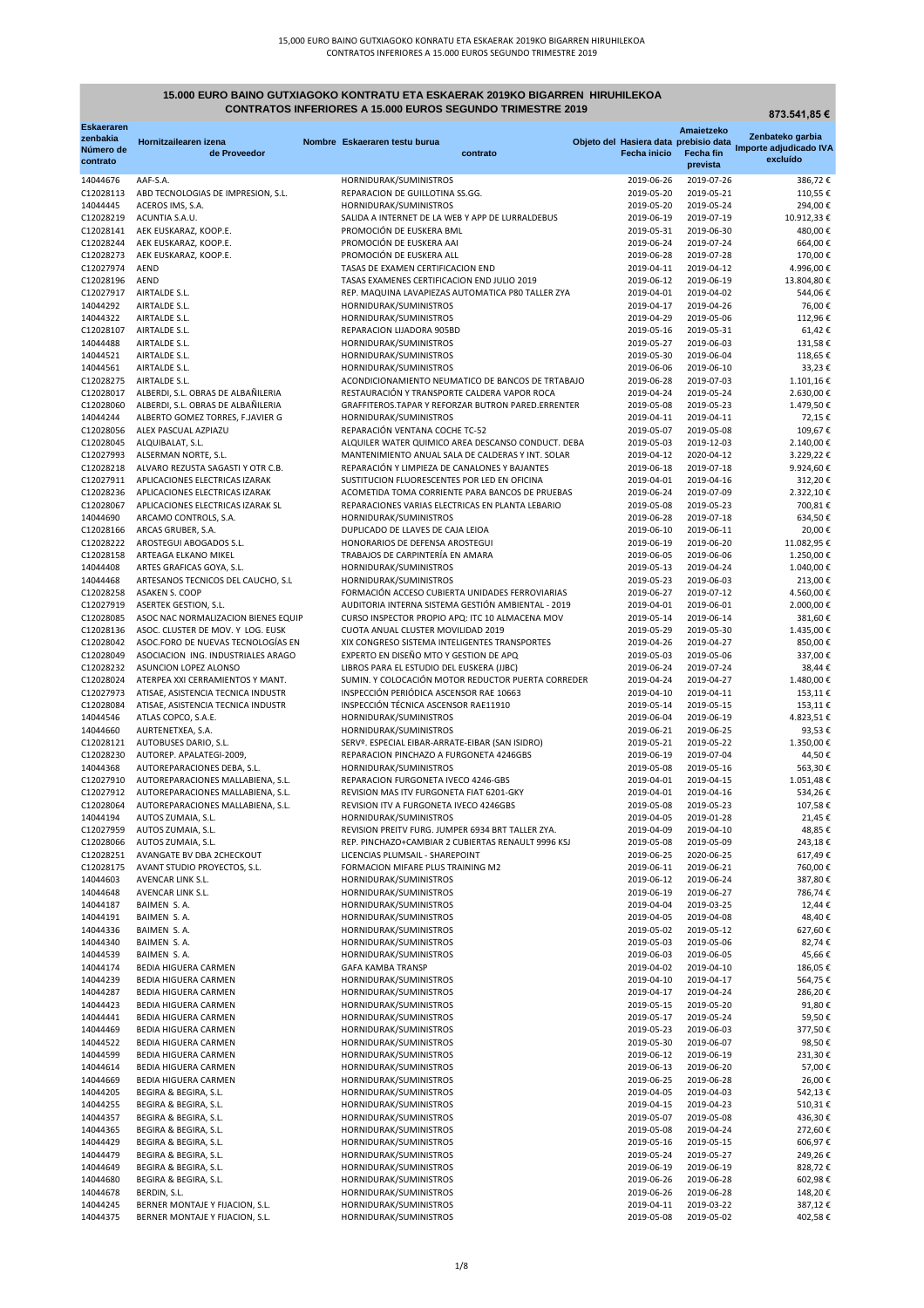# 15.000 EURO BAINO GUTXIAGOKO KONTRATU ETA ESKAERAK 2019KO BIGARREN HIRUHILEKOA
# CONTRATOS INFERIORES A 15.000 EUROS SEGUNDO TRIMESTRE 2019

**873.541,85 €**

| Eskaeraren zenbakia Número de contrato | Hornitzailearen izena de Proveedor | Nombre Eskaeraren testu burua contrato | Objeto del Hasiera data Fecha inicio | Amaietzeko prebisio data Fecha fin prevista | Zenbateko garbia Importe adjudicado IVA excluido |
|---|---|---|---|---|---|
| 14044676 | AAF-S.A. | HORNIDURAK/SUMINISTROS | 2019-06-26 | 2019-07-26 | 386,72 € |
| C12028113 | ABD TECNOLOGIAS DE IMPRESION, S.L. | REPARACION DE GUILLOTINA SS.GG. | 2019-05-20 | 2019-05-21 | 110,55 € |
| 14044445 | ACEROS IMS, S.A. | HORNIDURAK/SUMINISTROS | 2019-05-20 | 2019-05-24 | 294,00 € |
| C12028219 | ACUNTIA S.A.U. | SALIDA A INTERNET DE LA WEB Y APP DE LURRALDEBUS | 2019-06-19 | 2019-07-19 | 10.912,33 € |
| C12028141 | AEK EUSKARAZ, KOOP.E. | PROMOCIÓN DE EUSKERA BML | 2019-05-31 | 2019-06-30 | 480,00 € |
| C12028244 | AEK EUSKARAZ, KOOP.E. | PROMOCIÓN DE EUSKERA AAI | 2019-06-24 | 2019-07-24 | 664,00 € |
| C12028273 | AEK EUSKARAZ, KOOP.E. | PROMOCIÓN DE EUSKERA ALL | 2019-06-28 | 2019-07-28 | 170,00 € |
| C12027974 | AEND | TASAS DE EXAMEN CERTIFICACION END | 2019-04-11 | 2019-04-12 | 4.996,00 € |
| C12028196 | AEND | TASAS EXAMENES CERTIFICACION END JULIO 2019 | 2019-06-12 | 2019-06-19 | 13.804,80 € |
| C12027917 | AIRTALDE S.L. | REP. MAQUINA LAVAPIEZAS AUTOMATICA P80 TALLER ZYA | 2019-04-01 | 2019-04-02 | 544,06 € |
| 14044292 | AIRTALDE S.L. | HORNIDURAK/SUMINISTROS | 2019-04-17 | 2019-04-26 | 76,00 € |
| 14044322 | AIRTALDE S.L. | HORNIDURAK/SUMINISTROS | 2019-04-29 | 2019-05-06 | 112,96 € |
| C12028107 | AIRTALDE S.L. | REPARACION LIJADORA 905BD | 2019-05-16 | 2019-05-31 | 61,42 € |
| 14044488 | AIRTALDE S.L. | HORNIDURAK/SUMINISTROS | 2019-05-27 | 2019-06-03 | 131,58 € |
| 14044521 | AIRTALDE S.L. | HORNIDURAK/SUMINISTROS | 2019-05-30 | 2019-06-04 | 118,65 € |
| 14044561 | AIRTALDE S.L. | HORNIDURAK/SUMINISTROS | 2019-06-06 | 2019-06-10 | 33,23 € |
| C12028275 | AIRTALDE S.L. | ACONDICIONAMIENTO NEUMATICO DE BANCOS DE TRTABAJO | 2019-06-28 | 2019-07-03 | 1.101,16 € |
| C12028017 | ALBERDI, S.L. OBRAS DE ALBAÑILERIA | RESTAURACIÓN Y TRANSPORTE CALDERA VAPOR ROCA | 2019-04-24 | 2019-05-24 | 2.630,00 € |
| C12028060 | ALBERDI, S.L. OBRAS DE ALBAÑILERIA | GRAFFITEROS.TAPAR Y REFORZAR BUTRON PARED.ERRENTER | 2019-05-08 | 2019-05-23 | 1.479,50 € |
| 14044244 | ALBERTO GOMEZ TORRES, F.JAVIER G | HORNIDURAK/SUMINISTROS | 2019-04-11 | 2019-04-11 | 72,15 € |
| C12028056 | ALEX PASCUAL AZPIAZU | REPARACIÓN VENTANA COCHE TC-52 | 2019-05-07 | 2019-05-08 | 109,67 € |
| C12028045 | ALQUIBALAT, S.L. | ALQUILER WATER QUIMICO AREA DESCANSO CONDUCT. DEBA | 2019-05-03 | 2019-12-03 | 2.140,00 € |
| C12027993 | ALSERMAN NORTE, S.L. | MANTENIMIENTO ANUAL SALA DE CALDERAS Y INT. SOLAR | 2019-04-12 | 2020-04-12 | 3.229,22 € |
| C12028218 | ALVARO REZUSTA SAGASTI Y OTR C.B. | REPARACIÓN Y LIMPIEZA DE CANALONES Y BAJANTES | 2019-06-18 | 2019-07-18 | 9.924,60 € |
| C12027911 | APLICACIONES ELECTRICAS IZARAK | SUSTITUCION FLUORESCENTES POR LED EN OFICINA | 2019-04-01 | 2019-04-16 | 312,20 € |
| C12028236 | APLICACIONES ELECTRICAS IZARAK | ACOMETIDA TOMA CORRIENTE PARA BANCOS DE PRUEBAS | 2019-06-24 | 2019-07-09 | 2.322,10 € |
| C12028067 | APLICACIONES ELECTRICAS IZARAK SL | REPARACIONES VARIAS ELECTRICAS EN PLANTA LEBARIO | 2019-05-08 | 2019-05-23 | 700,81 € |
| 14044690 | ARCAMO CONTROLS, S.A. | HORNIDURAK/SUMINISTROS | 2019-06-28 | 2019-07-18 | 634,50 € |
| C12028166 | ARCAS GRUBER, S.A. | DUPLICADO DE LLAVES DE CAJA LEIOA | 2019-06-10 | 2019-06-11 | 20,00 € |
| C12028222 | AROSTEGUI ABOGADOS S.L. | HONORARIOS DE DEFENSA AROSTEGUI | 2019-06-19 | 2019-06-20 | 11.082,95 € |
| C12028158 | ARTEAGA ELKANO MIKEL | TRABAJOS DE CARPINTERÍA EN AMARA | 2019-06-05 | 2019-06-06 | 1.250,00 € |
| 14044408 | ARTES GRAFICAS GOYA, S.L. | HORNIDURAK/SUMINISTROS | 2019-05-13 | 2019-04-24 | 1.040,00 € |
| 14044468 | ARTESANOS TECNICOS DEL CAUCHO, S.L | HORNIDURAK/SUMINISTROS | 2019-05-23 | 2019-06-03 | 213,00 € |
| C12028258 | ASAKEN S. COOP | FORMACIÓN ACCESO CUBIERTA UNIDADES FERROVIARIAS | 2019-06-27 | 2019-07-12 | 4.560,00 € |
| C12027919 | ASERTEK GESTION, S.L. | AUDITORIA INTERNA SISTEMA GESTIÓN AMBIENTAL - 2019 | 2019-04-01 | 2019-06-01 | 2.000,00 € |
| C12028085 | ASOC NAC NORMALIZACION BIENES EQUIP | CURSO INSPECTOR PROPIO APQ: ITC 10 ALMACENA MOV | 2019-05-14 | 2019-06-14 | 381,60 € |
| C12028136 | ASOC. CLUSTER DE MOV. Y LOG. EUSK | CUOTA ANUAL CLUSTER MOVILIDAD 2019 | 2019-05-29 | 2019-05-30 | 1.435,00 € |
| C12028042 | ASOC.FORO DE NUEVAS TECNOLOGÍAS EN | XIX CONGRESO SISTEMA INTELIGENTES TRANSPORTES | 2019-04-26 | 2019-04-27 | 850,00 € |
| C12028049 | ASOCIACION ING. INDUSTRIALES ARAGO | EXPERTO EN DISEÑO MTO Y GESTION DE APQ | 2019-05-03 | 2019-05-06 | 337,00 € |
| C12028232 | ASUNCION LOPEZ ALONSO | LIBROS PARA EL ESTUDIO DEL EUSKERA (JJBC) | 2019-06-24 | 2019-07-24 | 38,44 € |
| C12028024 | ATERPEA XXI CERRAMIENTOS Y MANT. | SUMIN. Y COLOCACIÓN MOTOR REDUCTOR PUERTA CORREDER | 2019-04-24 | 2019-04-27 | 1.480,00 € |
| C12027973 | ATISAE, ASISTENCIA TECNICA INDUSTR | INSPECCIÓN PERIÓDICA ASCENSOR RAE 10663 | 2019-04-10 | 2019-04-11 | 153,11 € |
| C12028084 | ATISAE, ASISTENCIA TECNICA INDUSTR | INSPECCIÓN TÉCNICA ASCENSOR RAE11910 | 2019-05-14 | 2019-05-15 | 153,11 € |
| 14044546 | ATLAS COPCO, S.A.E. | HORNIDURAK/SUMINISTROS | 2019-06-04 | 2019-06-19 | 4.823,51 € |
| 14044660 | AURTENETXEA, S.A. | HORNIDURAK/SUMINISTROS | 2019-06-21 | 2019-06-25 | 93,53 € |
| C12028121 | AUTOBUSES DARIO, S.L. | SERVº. ESPECIAL EIBAR-ARRATE-EIBAR (SAN ISIDRO) | 2019-05-21 | 2019-05-22 | 1.350,00 € |
| C12028230 | AUTOREP. APALATEGI-2009, | REPARACION PINCHAZO A FURGONETA 4246GBS | 2019-06-19 | 2019-07-04 | 44,50 € |
| 14044368 | AUTOREPARACIONES DEBA, S.L. | HORNIDURAK/SUMINISTROS | 2019-05-08 | 2019-05-16 | 563,30 € |
| C12027910 | AUTOREPARACIONES MALLABIENA, S.L. | REPARACION FURGONETA IVECO 4246-GBS | 2019-04-01 | 2019-04-15 | 1.051,48 € |
| C12027912 | AUTOREPARACIONES MALLABIENA, S.L. | REVISION MAS ITV FURGONETA FIAT 6201-GKY | 2019-04-01 | 2019-04-16 | 534,26 € |
| C12028064 | AUTOREPARACIONES MALLABIENA, S.L. | REVISION ITV A FURGONETA IVECO 4246GBS | 2019-05-08 | 2019-05-23 | 107,58 € |
| 14044194 | AUTOS ZUMAIA, S.L. | HORNIDURAK/SUMINISTROS | 2019-04-05 | 2019-01-28 | 21,45 € |
| C12027959 | AUTOS ZUMAIA, S.L. | REVISION PREITV FURG. JUMPER 6934 BRT TALLER ZYA. | 2019-04-09 | 2019-04-10 | 48,85 € |
| C12028066 | AUTOS ZUMAIA, S.L. | REP. PINCHAZO+CAMBIAR 2 CUBIERTAS RENAULT 9996 KSJ | 2019-05-08 | 2019-05-09 | 243,18 € |
| C12028251 | AVANGATE BV DBA 2CHECKOUT | LICENCIAS PLUMSAIL - SHAREPOINT | 2019-06-25 | 2020-06-25 | 617,49 € |
| C12028175 | AVANT STUDIO PROYECTOS, S.L. | FORMACION MIFARE PLUS TRAINING M2 | 2019-06-11 | 2019-06-21 | 760,00 € |
| 14044603 | AVENCAR LINK S.L. | HORNIDURAK/SUMINISTROS | 2019-06-12 | 2019-06-24 | 387,80 € |
| 14044648 | AVENCAR LINK S.L. | HORNIDURAK/SUMINISTROS | 2019-06-19 | 2019-06-27 | 786,74 € |
| 14044187 | BAIMEN S. A. | HORNIDURAK/SUMINISTROS | 2019-04-04 | 2019-03-25 | 12,44 € |
| 14044191 | BAIMEN S. A. | HORNIDURAK/SUMINISTROS | 2019-04-05 | 2019-04-08 | 48,40 € |
| 14044336 | BAIMEN S. A. | HORNIDURAK/SUMINISTROS | 2019-05-02 | 2019-05-12 | 627,60 € |
| 14044340 | BAIMEN S. A. | HORNIDURAK/SUMINISTROS | 2019-05-03 | 2019-05-06 | 82,74 € |
| 14044539 | BAIMEN S. A. | HORNIDURAK/SUMINISTROS | 2019-06-03 | 2019-06-05 | 45,66 € |
| 14044174 | BEDIA HIGUERA CARMEN | GAFA KAMBA TRANSP | 2019-04-02 | 2019-04-10 | 186,05 € |
| 14044239 | BEDIA HIGUERA CARMEN | HORNIDURAK/SUMINISTROS | 2019-04-10 | 2019-04-17 | 564,75 € |
| 14044287 | BEDIA HIGUERA CARMEN | HORNIDURAK/SUMINISTROS | 2019-04-17 | 2019-04-24 | 286,20 € |
| 14044423 | BEDIA HIGUERA CARMEN | HORNIDURAK/SUMINISTROS | 2019-05-15 | 2019-05-20 | 91,80 € |
| 14044441 | BEDIA HIGUERA CARMEN | HORNIDURAK/SUMINISTROS | 2019-05-17 | 2019-05-24 | 59,50 € |
| 14044469 | BEDIA HIGUERA CARMEN | HORNIDURAK/SUMINISTROS | 2019-05-23 | 2019-06-03 | 377,50 € |
| 14044522 | BEDIA HIGUERA CARMEN | HORNIDURAK/SUMINISTROS | 2019-05-30 | 2019-06-07 | 98,50 € |
| 14044599 | BEDIA HIGUERA CARMEN | HORNIDURAK/SUMINISTROS | 2019-06-12 | 2019-06-19 | 231,30 € |
| 14044614 | BEDIA HIGUERA CARMEN | HORNIDURAK/SUMINISTROS | 2019-06-13 | 2019-06-20 | 57,00 € |
| 14044669 | BEDIA HIGUERA CARMEN | HORNIDURAK/SUMINISTROS | 2019-06-25 | 2019-06-28 | 26,00 € |
| 14044205 | BEGIRA & BEGIRA, S.L. | HORNIDURAK/SUMINISTROS | 2019-04-05 | 2019-04-03 | 542,13 € |
| 14044255 | BEGIRA & BEGIRA, S.L. | HORNIDURAK/SUMINISTROS | 2019-04-15 | 2019-04-23 | 510,31 € |
| 14044357 | BEGIRA & BEGIRA, S.L. | HORNIDURAK/SUMINISTROS | 2019-05-07 | 2019-05-08 | 436,30 € |
| 14044365 | BEGIRA & BEGIRA, S.L. | HORNIDURAK/SUMINISTROS | 2019-05-08 | 2019-04-24 | 272,60 € |
| 14044429 | BEGIRA & BEGIRA, S.L. | HORNIDURAK/SUMINISTROS | 2019-05-16 | 2019-05-15 | 606,97 € |
| 14044479 | BEGIRA & BEGIRA, S.L. | HORNIDURAK/SUMINISTROS | 2019-05-24 | 2019-05-27 | 249,26 € |
| 14044649 | BEGIRA & BEGIRA, S.L. | HORNIDURAK/SUMINISTROS | 2019-06-19 | 2019-06-19 | 828,72 € |
| 14044680 | BEGIRA & BEGIRA, S.L. | HORNIDURAK/SUMINISTROS | 2019-06-26 | 2019-06-28 | 602,98 € |
| 14044678 | BERDIN, S.L. | HORNIDURAK/SUMINISTROS | 2019-06-26 | 2019-06-28 | 148,20 € |
| 14044245 | BERNER MONTAJE Y FIJACION, S.L. | HORNIDURAK/SUMINISTROS | 2019-04-11 | 2019-03-22 | 387,12 € |
| 14044375 | BERNER MONTAJE Y FIJACION, S.L. | HORNIDURAK/SUMINISTROS | 2019-05-08 | 2019-05-02 | 402,58 € |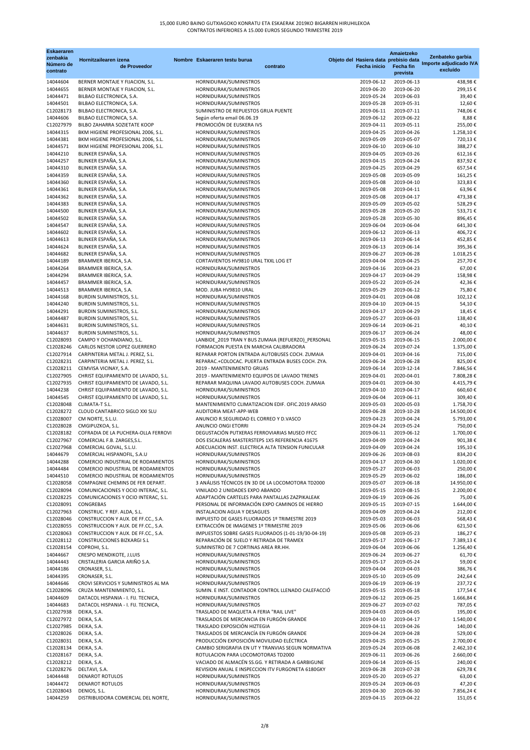# 15,000 EURO BAINO GUTXIAGOKO KONRATU ETA ESKAERAK 2019KO BIGARREN HIRUHILEKOA
## CONTRATOS INFERIORES A 15.000 EUROS SEGUNDO TRIMESTRE 2019

| Eskaeraren zenbakia Número de contrato | Hornitzailearen izena Nombre de Proveedor | Eskaeraren testu burua Objeto del contrato | Hasiera data Fecha inicio | Amaietzeko prebisio data Fecha fin prevista | Zenbateko garbia Importe adjudicado IVA excluído |
|---|---|---|---|---|---|
| 14044604 | BERNER MONTAJE Y FIJACION, S.L. | HORNIDURAK/SUMINISTROS | 2019-06-12 | 2019-06-13 | 438,98 € |
| 14044655 | BERNER MONTAJE Y FIJACION, S.L. | HORNIDURAK/SUMINISTROS | 2019-06-20 | 2019-06-20 | 299,15 € |
| 14044471 | BILBAO ELECTRONICA, S.A. | HORNIDURAK/SUMINISTROS | 2019-05-24 | 2019-06-03 | 39,40 € |
| 14044501 | BILBAO ELECTRONICA, S.A. | HORNIDURAK/SUMINISTROS | 2019-05-28 | 2019-05-31 | 12,60 € |
| C12028173 | BILBAO ELECTRONICA, S.A. | SUMINISTRO DE REPUESTOS GRUA PUENTE | 2019-06-11 | 2019-07-11 | 748,06 € |
| 14044606 | BILBAO ELECTRONICA, S.A. | Según oferta email 06.06.19 | 2019-06-12 | 2019-06-22 | 8,88 € |
| C12027979 | BILBO ZAHARRA SOZIETATE KOOP | PROMOCIÓN DE EUSKERA IVS | 2019-04-11 | 2019-05-11 | 255,00 € |
| 14044315 | BKM HIGIENE PROFESIONAL 2006, S.L. | HORNIDURAK/SUMINISTROS | 2019-04-25 | 2019-04-26 | 1.258,10 € |
| 14044381 | BKM HIGIENE PROFESIONAL 2006, S.L. | HORNIDURAK/SUMINISTROS | 2019-05-09 | 2019-05-07 | 720,13 € |
| 14044571 | BKM HIGIENE PROFESIONAL 2006, S.L. | HORNIDURAK/SUMINISTROS | 2019-06-10 | 2019-06-10 | 388,27 € |
| 14044210 | BLINKER ESPAÑA, S.A. | HORNIDURAK/SUMINISTROS | 2019-04-05 | 2019-03-26 | 612,16 € |
| 14044257 | BLINKER ESPAÑA, S.A. | HORNIDURAK/SUMINISTROS | 2019-04-15 | 2019-04-24 | 837,92 € |
| 14044310 | BLINKER ESPAÑA, S.A. | HORNIDURAK/SUMINISTROS | 2019-04-25 | 2019-04-29 | 657,54 € |
| 14044359 | BLINKER ESPAÑA, S.A. | HORNIDURAK/SUMINISTROS | 2019-05-08 | 2019-05-09 | 161,25 € |
| 14044360 | BLINKER ESPAÑA, S.A. | HORNIDURAK/SUMINISTROS | 2019-05-08 | 2019-04-10 | 323,83 € |
| 14044361 | BLINKER ESPAÑA, S.A. | HORNIDURAK/SUMINISTROS | 2019-05-08 | 2019-04-11 | 63,96 € |
| 14044362 | BLINKER ESPAÑA, S.A. | HORNIDURAK/SUMINISTROS | 2019-05-08 | 2019-04-17 | 473,38 € |
| 14044383 | BLINKER ESPAÑA, S.A. | HORNIDURAK/SUMINISTROS | 2019-05-09 | 2019-05-02 | 528,29 € |
| 14044500 | BLINKER ESPAÑA, S.A. | HORNIDURAK/SUMINISTROS | 2019-05-28 | 2019-05-20 | 533,71 € |
| 14044502 | BLINKER ESPAÑA, S.A. | HORNIDURAK/SUMINISTROS | 2019-05-28 | 2019-05-30 | 896,45 € |
| 14044547 | BLINKER ESPAÑA, S.A. | HORNIDURAK/SUMINISTROS | 2019-06-04 | 2019-06-04 | 641,30 € |
| 14044602 | BLINKER ESPAÑA, S.A. | HORNIDURAK/SUMINISTROS | 2019-06-12 | 2019-06-13 | 406,72 € |
| 14044613 | BLINKER ESPAÑA, S.A. | HORNIDURAK/SUMINISTROS | 2019-06-13 | 2019-06-14 | 452,85 € |
| 14044624 | BLINKER ESPAÑA, S.A. | HORNIDURAK/SUMINISTROS | 2019-06-13 | 2019-06-14 | 395,36 € |
| 14044682 | BLINKER ESPAÑA, S.A. | HORNIDURAK/SUMINISTROS | 2019-06-27 | 2019-06-28 | 1.018,25 € |
| 14044189 | BRAMMER IBERICA, S.A. | CORTAVIENTOS HV9810 URAL TXXL LOG ET | 2019-04-04 | 2019-04-25 | 257,70 € |
| 14044264 | BRAMMER IBERICA, S.A. | HORNIDURAK/SUMINISTROS | 2019-04-16 | 2019-04-23 | 67,00 € |
| 14044294 | BRAMMER IBERICA, S.A. | HORNIDURAK/SUMINISTROS | 2019-04-17 | 2019-04-29 | 158,98 € |
| 14044457 | BRAMMER IBERICA, S.A. | HORNIDURAK/SUMINISTROS | 2019-05-22 | 2019-05-24 | 42,36 € |
| 14044513 | BRAMMER IBERICA, S.A. | MOD. JUBA HV9810 URAL | 2019-05-29 | 2019-06-12 | 75,80 € |
| 14044168 | BURDIN SUMINISTROS, S.L. | HORNIDURAK/SUMINISTROS | 2019-04-01 | 2019-04-08 | 102,12 € |
| 14044240 | BURDIN SUMINISTROS, S.L. | HORNIDURAK/SUMINISTROS | 2019-04-10 | 2019-04-15 | 54,10 € |
| 14044291 | BURDIN SUMINISTROS, S.L. | HORNIDURAK/SUMINISTROS | 2019-04-17 | 2019-04-29 | 18,45 € |
| 14044487 | BURDIN SUMINISTROS, S.L. | HORNIDURAK/SUMINISTROS | 2019-05-27 | 2019-06-03 | 138,40 € |
| 14044631 | BURDIN SUMINISTROS, S.L. | HORNIDURAK/SUMINISTROS | 2019-06-14 | 2019-06-21 | 40,10 € |
| 14044637 | BURDIN SUMINISTROS, S.L. | HORNIDURAK/SUMINISTROS | 2019-06-17 | 2019-06-24 | 48,00 € |
| C12028093 | CAMPO Y OCHANDIANO, S.L. | LANBIDE_2019 TRAN Y BUS ZUMAIA (REFUERZO)_PERSONAL | 2019-05-15 | 2019-06-15 | 2.000,00 € |
| C12028246 | CARLOS NESTOR LOPEZ GUERRERO | FORMACION PUESTA EN MARCHA CALIBRADORA | 2019-06-24 | 2019-07-24 | 1.375,00 € |
| C12027914 | CARPINTERIA METAL J. PEREZ, S.L. | REPARAR PORTON ENTRADA AUTOBUSES COCH. ZUMAIA | 2019-04-01 | 2019-04-16 | 715,00 € |
| C12028231 | CARPINTERIA METAL J. PEREZ, S.L. | REPARAC.+COLOCAC. PUERTA ENTRADA BUSES COCH. ZYA. | 2019-06-24 | 2019-06-28 | 825,00 € |
| C12028211 | CEMVISA VICINAY, S.A. | 2019 - MANTENIMIENTO GRUAS | 2019-06-14 | 2019-12-14 | 7.846,56 € |
| C12027905 | CHRIST EQUIPAMIENTO DE LAVADO, S.L. | 2019 - MANTENIMIENTO EQUIPOS DE LAVADO TRENES | 2019-04-01 | 2020-04-01 | 7.808,28 € |
| C12027935 | CHRIST EQUIPAMIENTO DE LAVADO, S.L. | REPARAR MAQUINA LAVADO AUTOBUSES COCH. ZUMAIA | 2019-04-01 | 2019-04-30 | 4.415,79 € |
| 14044238 | CHRIST EQUIPAMIENTO DE LAVADO, S.L. | HORNIDURAK/SUMINISTROS | 2019-04-10 | 2019-04-17 | 660,60 € |
| 14044545 | CHRIST EQUIPAMIENTO DE LAVADO, S.L. | HORNIDURAK/SUMINISTROS | 2019-06-04 | 2019-06-11 | 309,40 € |
| C12028048 | CLIMATA-T S.L. | MANTENIMIENTO CLIMATIZACION EDIF. OFIC.2019 ARASO | 2019-05-03 | 2020-05-03 | 1.758,70 € |
| C12028272 | CLOUD CANTABRICO SIGLO XXI SLU | AUDITORIA MEAT-APP-WEB | 2019-06-28 | 2019-10-28 | 14.500,00 € |
| C12028007 | CM NORTE, S.L.U. | ANUNCIO R.SEGURIDAD EL CORREO Y D.VASCO | 2019-04-23 | 2019-04-24 | 5.793,00 € |
| C12028028 | CMGIPUZKOA, S.L. | ANUNCIO ONGI ETORRI | 2019-04-24 | 2019-05-24 | 750,00 € |
| C12028182 | COFRADIA DE LA PUCHERA-OLLA FERROVI | DEGUSTACIÓN PUTXERAS FERROVIARIAS MUSEO FFCC | 2019-06-11 | 2019-06-12 | 1.700,00 € |
| C12027967 | COMERCIAL F.B. ZARGES,S.L. | DOS ESCALERAS MASTERSTEPS 1X5 REFERENCIA 41675 | 2019-04-09 | 2019-04-24 | 901,38 € |
| C12027968 | COMERCIAL GOVAL, S.L.U. | ADECUACION INST. ELECTRICA ALTA TENSION FUNICULAR | 2019-04-09 | 2019-04-24 | 195,10 € |
| 14044679 | COMERCIAL HISPANOFIL, S.A.U | HORNIDURAK/SUMINISTROS | 2019-06-26 | 2019-08-03 | 834,20 € |
| 14044288 | COMERCIO INDUSTRIAL DE RODAMIENTOS | HORNIDURAK/SUMINISTROS | 2019-04-17 | 2019-04-30 | 1.020,00 € |
| 14044484 | COMERCIO INDUSTRIAL DE RODAMIENTOS | HORNIDURAK/SUMINISTROS | 2019-05-27 | 2019-06-03 | 250,00 € |
| 14044510 | COMERCIO INDUSTRIAL DE RODAMIENTOS | HORNIDURAK/SUMINISTROS | 2019-05-29 | 2019-06-02 | 186,00 € |
| C12028058 | COMPAGNIE CHEMINS DE FER DEPART. | 3 ANÁLISIS TÉCNICOS EN 3D DE LA LOCOMOTORA TD2000 | 2019-05-07 | 2019-06-18 | 14.950,00 € |
| C12028094 | COMUNICACIONES Y OCIO INTERAC, S.L. | VINILADO 2 UNIDADES EXPO ABANDO | 2019-05-15 | 2019-08-15 | 2.200,00 € |
| C12028225 | COMUNICACIONES Y OCIO INTERAC, S.L. | ADAPTACIÓN CARTELES PARA PANTALLAS ZAZPIKALEAK | 2019-06-19 | 2019-06-26 | 75,00 € |
| C12028091 | CONGREBAS | PERSONAL DE INFORMACIÓN EXPO CAMINOS DE HIERRO | 2019-05-15 | 2019-07-15 | 1.644,00 € |
| C12027963 | CONSTRUC. Y REF. ALDA, S.L. | INSTALACION AGUA Y DESAGUES | 2019-04-09 | 2019-04-24 | 212,00 € |
| C12028046 | CONSTRUCCION Y AUX. DE FF.CC., S.A. | IMPUESTO DE GASES FLUORADOS 1º TRIMESTRE 2019 | 2019-05-03 | 2019-06-03 | 568,43 € |
| C12028055 | CONSTRUCCION Y AUX. DE FF.CC., S.A. | EXTRACCIÓN DE IMAGENES 1º TRIMESTRE 2019 | 2019-05-06 | 2019-06-06 | 621,50 € |
| C12028063 | CONSTRUCCION Y AUX. DE FF.CC., S.A. | IMPUESTOS SOBRE GASES FLUORADOS (1-01-19/30-04-19) | 2019-05-08 | 2019-05-23 | 186,27 € |
| C12028112 | CONSTRUCCIONES BIZKARGI S.L | REPARACIÓN DE SUELO Y RETIRADA DE TRAMEX | 2019-05-17 | 2019-06-17 | 7.389,13 € |
| C12028154 | COPROHI, S.L. | SUMINISTRO DE 7 CORTINAS AREA RR.HH. | 2019-06-04 | 2019-06-06 | 1.256,40 € |
| 14044667 | CRESPO MENDIKOTE, J.LUIS | HORNIDURAK/SUMINISTROS | 2019-06-24 | 2019-06-27 | 61,70 € |
| 14044443 | CRISTALERIA GARCIA ARIÑO S.A. | HORNIDURAK/SUMINISTROS | 2019-05-17 | 2019-05-24 | 59,00 € |
| 14044186 | CRONASER, S.L. | HORNIDURAK/SUMINISTROS | 2019-04-04 | 2019-04-03 | 386,76 € |
| 14044395 | CRONASER, S.L. | HORNIDURAK/SUMINISTROS | 2019-05-10 | 2019-05-09 | 242,64 € |
| 14044646 | CROVI SERVICIOS Y SUMINISTROS AL MA | HORNIDURAK/SUMINISTROS | 2019-06-19 | 2019-06-19 | 237,72 € |
| C12028096 | CRUZA MANTENIMIENTO, S.L. | SUMIN. E INST. CONTADOR CONTROL LLENADO CALEFACCIÓ | 2019-05-15 | 2019-05-18 | 177,54 € |
| 14044609 | DATACOL HISPANIA - I. FIJ. TECNICA, | HORNIDURAK/SUMINISTROS | 2019-06-12 | 2019-06-25 | 1.666,84 € |
| 14044683 | DATACOL HISPANIA - I. FIJ. TECNICA, | HORNIDURAK/SUMINISTROS | 2019-06-27 | 2019-07-02 | 787,05 € |
| C12027938 | DEIKA, S.A. | TRASLADO DE MAQUETA A FERIA "RAIL LIVE" | 2019-04-03 | 2019-04-05 | 195,00 € |
| C12027972 | DEIKA, S.A. | TRASLADOS DE MERCANCIA EN FURGÓN GRANDE | 2019-04-10 | 2019-04-17 | 1.540,00 € |
| C12027985 | DEIKA, S.A. | TRASLADO EXPOSICIÓN HIZTEGIA | 2019-04-11 | 2019-04-26 | 140,00 € |
| C12028026 | DEIKA, S.A. | TRASLADOS DE MERCANCÍA EN FURGÓN GRANDE | 2019-04-24 | 2019-04-28 | 529,00 € |
| C12028031 | DEIKA, S.A. | PRODUCCIÓN EXPOSICIÓN MOVILIDAD ELÉCTRICA | 2019-04-25 | 2019-05-25 | 2.700,00 € |
| C12028134 | DEIKA, S.A. | CAMBIO SERIGRAFIA EN UT Y TRANVIAS SEGUN NORMATIVA | 2019-05-24 | 2019-06-08 | 2.462,10 € |
| C12028167 | DEIKA, S.A. | ROTULACION PARA LOCOMOTORAS TD2000 | 2019-06-11 | 2019-06-26 | 2.660,00 € |
| C12028212 | DEIKA, S.A. | VACIADO DE ALMACÉN SS.GG. Y RETIRADA A GARBIGUNE | 2019-06-14 | 2019-06-15 | 240,00 € |
| C12028276 | DELTAVI, S.A. | REVISION ANUAL E INSPECCION ITV FURGONETA 6180GKY | 2019-06-28 | 2019-07-28 | 629,78 € |
| 14044448 | DENAROT ROTULOS | HORNIDURAK/SUMINISTROS | 2019-05-20 | 2019-05-27 | 63,00 € |
| 14044472 | DENAROT ROTULOS | HORNIDURAK/SUMINISTROS | 2019-05-24 | 2019-06-03 | 47,20 € |
| C12028043 | DENIOS, S.L. | HORNIDURAK/SUMINISTROS | 2019-04-30 | 2019-06-30 | 7.856,24 € |
| 14044259 | DISTRIBUIDORA COMERCIAL DEL NORTE, | HORNIDURAK/SUMINISTROS | 2019-04-15 | 2019-04-22 | 151,05 € |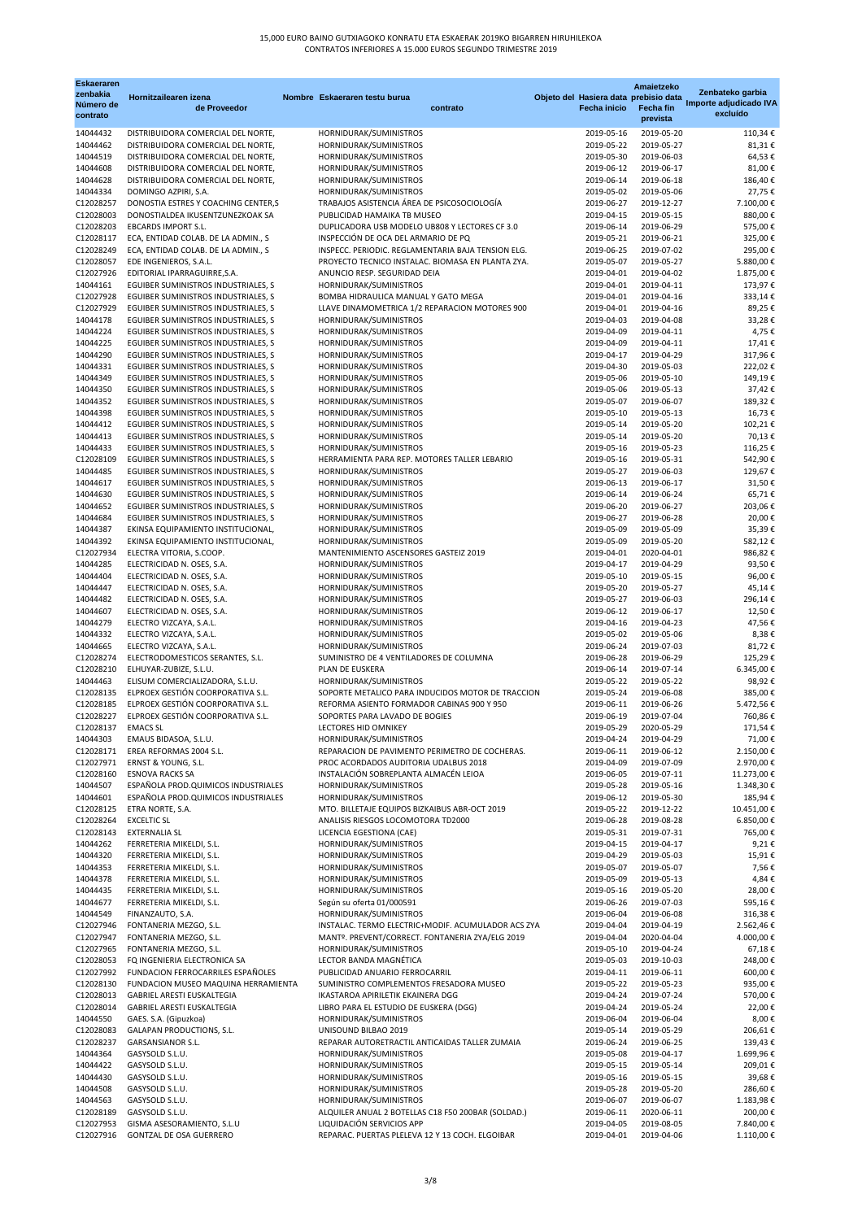15,000 EURO BAINO GUTXIAGOKO KONRATU ETA ESKAERAK 2019KO BIGARREN HIRUHILEKOA
CONTRATOS INFERIORES A 15.000 EUROS SEGUNDO TRIMESTRE 2019

| Eskaeraren zenbakia Número de contrato | Hornitzailearen izena de Proveedor | Nombre Eskaeraren testu burua contrato | Objeto del Hasiera data Fecha inicio | Amaietzeko prebisio data Fecha fin prevista | Zenbateko garbia Importe adjudicado IVA excluido |
|---|---|---|---|---|---|
| 14044432 | DISTRIBUIDORA COMERCIAL DEL NORTE, | HORNIDURAK/SUMINISTROS | 2019-05-16 | 2019-05-20 | 110,34 € |
| 14044462 | DISTRIBUIDORA COMERCIAL DEL NORTE, | HORNIDURAK/SUMINISTROS | 2019-05-22 | 2019-05-27 | 81,31 € |
| 14044519 | DISTRIBUIDORA COMERCIAL DEL NORTE, | HORNIDURAK/SUMINISTROS | 2019-05-30 | 2019-06-03 | 64,53 € |
| 14044608 | DISTRIBUIDORA COMERCIAL DEL NORTE, | HORNIDURAK/SUMINISTROS | 2019-06-12 | 2019-06-17 | 81,00 € |
| 14044628 | DISTRIBUIDORA COMERCIAL DEL NORTE, | HORNIDURAK/SUMINISTROS | 2019-06-14 | 2019-06-18 | 186,40 € |
| 14044334 | DOMINGO AZPIRI, S.A. | HORNIDURAK/SUMINISTROS | 2019-05-02 | 2019-05-06 | 27,75 € |
| C12028257 | DONOSTIA ESTRES Y COACHING CENTER,S | TRABAJOS ASISTENCIA ÁREA DE PSICOSOCIOLOGÍA | 2019-06-27 | 2019-12-27 | 7.100,00 € |
| C12028003 | DONOSTIALDEA IKUSENTZUNEZKOAK SA | PUBLICIDAD HAMAIKA TB MUSEO | 2019-04-15 | 2019-05-15 | 880,00 € |
| C12028203 | EBCARDS IMPORT S.L. | DUPLICADORA USB MODELO UB808 Y LECTORES CF 3.0 | 2019-06-14 | 2019-06-29 | 575,00 € |
| C12028117 | ECA, ENTIDAD COLAB. DE LA ADMIN., S | INSPECCIÓN DE OCA DEL ARMARIO DE PQ | 2019-05-21 | 2019-06-21 | 325,00 € |
| C12028249 | ECA, ENTIDAD COLAB. DE LA ADMIN., S | INSPECC. PERIODIC. REGLAMENTARIA BAJA TENSION ELG. | 2019-06-25 | 2019-07-02 | 295,00 € |
| C12028057 | EDE INGENIEROS, S.A.L. | PROYECTO TECNICO INSTALAC. BIOMASA EN PLANTA ZYA. | 2019-05-07 | 2019-05-27 | 5.880,00 € |
| C12027926 | EDITORIAL IPARRAGUIRRE,S.A. | ANUNCIO RESP. SEGURIDAD DEIA | 2019-04-01 | 2019-04-02 | 1.875,00 € |
| 14044161 | EGUIBER SUMINISTROS INDUSTRIALES, S | HORNIDURAK/SUMINISTROS | 2019-04-01 | 2019-04-11 | 173,97 € |
| C12027928 | EGUIBER SUMINISTROS INDUSTRIALES, S | BOMBA HIDRAULICA MANUAL Y GATO MEGA | 2019-04-01 | 2019-04-16 | 333,14 € |
| C12027929 | EGUIBER SUMINISTROS INDUSTRIALES, S | LLAVE DINAMOMETRICA 1/2 REPARACION MOTORES 900 | 2019-04-01 | 2019-04-16 | 89,25 € |
| 14044178 | EGUIBER SUMINISTROS INDUSTRIALES, S | HORNIDURAK/SUMINISTROS | 2019-04-03 | 2019-04-08 | 33,28 € |
| 14044224 | EGUIBER SUMINISTROS INDUSTRIALES, S | HORNIDURAK/SUMINISTROS | 2019-04-09 | 2019-04-11 | 4,75 € |
| 14044225 | EGUIBER SUMINISTROS INDUSTRIALES, S | HORNIDURAK/SUMINISTROS | 2019-04-09 | 2019-04-11 | 17,41 € |
| 14044290 | EGUIBER SUMINISTROS INDUSTRIALES, S | HORNIDURAK/SUMINISTROS | 2019-04-17 | 2019-04-29 | 317,96 € |
| 14044331 | EGUIBER SUMINISTROS INDUSTRIALES, S | HORNIDURAK/SUMINISTROS | 2019-04-30 | 2019-05-03 | 222,02 € |
| 14044349 | EGUIBER SUMINISTROS INDUSTRIALES, S | HORNIDURAK/SUMINISTROS | 2019-05-06 | 2019-05-10 | 149,19 € |
| 14044350 | EGUIBER SUMINISTROS INDUSTRIALES, S | HORNIDURAK/SUMINISTROS | 2019-05-06 | 2019-05-13 | 37,42 € |
| 14044352 | EGUIBER SUMINISTROS INDUSTRIALES, S | HORNIDURAK/SUMINISTROS | 2019-05-07 | 2019-06-07 | 189,32 € |
| 14044398 | EGUIBER SUMINISTROS INDUSTRIALES, S | HORNIDURAK/SUMINISTROS | 2019-05-10 | 2019-05-13 | 16,73 € |
| 14044412 | EGUIBER SUMINISTROS INDUSTRIALES, S | HORNIDURAK/SUMINISTROS | 2019-05-14 | 2019-05-20 | 102,21 € |
| 14044413 | EGUIBER SUMINISTROS INDUSTRIALES, S | HORNIDURAK/SUMINISTROS | 2019-05-14 | 2019-05-20 | 70,13 € |
| 14044433 | EGUIBER SUMINISTROS INDUSTRIALES, S | HORNIDURAK/SUMINISTROS | 2019-05-16 | 2019-05-23 | 116,25 € |
| C12028109 | EGUIBER SUMINISTROS INDUSTRIALES, S | HERRAMIENTA PARA REP. MOTORES TALLER LEBARIO | 2019-05-16 | 2019-05-31 | 542,90 € |
| 14044485 | EGUIBER SUMINISTROS INDUSTRIALES, S | HORNIDURAK/SUMINISTROS | 2019-05-27 | 2019-06-03 | 129,67 € |
| 14044617 | EGUIBER SUMINISTROS INDUSTRIALES, S | HORNIDURAK/SUMINISTROS | 2019-06-13 | 2019-06-17 | 31,50 € |
| 14044630 | EGUIBER SUMINISTROS INDUSTRIALES, S | HORNIDURAK/SUMINISTROS | 2019-06-14 | 2019-06-24 | 65,71 € |
| 14044652 | EGUIBER SUMINISTROS INDUSTRIALES, S | HORNIDURAK/SUMINISTROS | 2019-06-20 | 2019-06-27 | 203,06 € |
| 14044684 | EGUIBER SUMINISTROS INDUSTRIALES, S | HORNIDURAK/SUMINISTROS | 2019-06-27 | 2019-06-28 | 20,00 € |
| 14044387 | EKINSA EQUIPAMIENTO INSTITUCIONAL, | HORNIDURAK/SUMINISTROS | 2019-05-09 | 2019-05-09 | 35,39 € |
| 14044392 | EKINSA EQUIPAMIENTO INSTITUCIONAL, | HORNIDURAK/SUMINISTROS | 2019-05-09 | 2019-05-20 | 582,12 € |
| C12027934 | ELECTRA VITORIA, S.COOP. | MANTENIMIENTO ASCENSORES GASTEIZ 2019 | 2019-04-01 | 2020-04-01 | 986,82 € |
| 14044285 | ELECTRICIDAD N. OSES, S.A. | HORNIDURAK/SUMINISTROS | 2019-04-17 | 2019-04-29 | 93,50 € |
| 14044404 | ELECTRICIDAD N. OSES, S.A. | HORNIDURAK/SUMINISTROS | 2019-05-10 | 2019-05-15 | 96,00 € |
| 14044447 | ELECTRICIDAD N. OSES, S.A. | HORNIDURAK/SUMINISTROS | 2019-05-20 | 2019-05-27 | 45,14 € |
| 14044482 | ELECTRICIDAD N. OSES, S.A. | HORNIDURAK/SUMINISTROS | 2019-05-27 | 2019-06-03 | 296,14 € |
| 14044607 | ELECTRICIDAD N. OSES, S.A. | HORNIDURAK/SUMINISTROS | 2019-06-12 | 2019-06-17 | 12,50 € |
| 14044279 | ELECTRO VIZCAYA, S.A.L. | HORNIDURAK/SUMINISTROS | 2019-04-16 | 2019-04-23 | 47,56 € |
| 14044332 | ELECTRO VIZCAYA, S.A.L. | HORNIDURAK/SUMINISTROS | 2019-05-02 | 2019-05-06 | 8,38 € |
| 14044665 | ELECTRO VIZCAYA, S.A.L. | HORNIDURAK/SUMINISTROS | 2019-06-24 | 2019-07-03 | 81,72 € |
| C12028274 | ELECTRODOMESTICOS SERANTES, S.L. | SUMINISTRO DE 4 VENTILADORES DE COLUMNA | 2019-06-28 | 2019-06-29 | 125,29 € |
| C12028210 | ELHUYAR-ZUBIZE, S.L.U. | PLAN DE EUSKERA | 2019-06-14 | 2019-07-14 | 6.345,00 € |
| 14044463 | ELISUM COMERCIALIZADORA, S.L.U. | HORNIDURAK/SUMINISTROS | 2019-05-22 | 2019-05-22 | 98,92 € |
| C12028135 | ELPROEX GESTIÓN COORPORATIVA S.L. | SOPORTE METALICO PARA INDUCIDOS MOTOR DE TRACCION | 2019-05-24 | 2019-06-08 | 385,00 € |
| C12028185 | ELPROEX GESTIÓN COORPORATIVA S.L. | REFORMA ASIENTO FORMADOR CABINAS 900 Y 950 | 2019-06-11 | 2019-06-26 | 5.472,56 € |
| C12028227 | ELPROEX GESTIÓN COORPORATIVA S.L. | SOPORTES PARA LAVADO DE BOGIES | 2019-06-19 | 2019-07-04 | 760,86 € |
| C12028137 | EMACS SL | LECTORES HID OMNIKEY | 2019-05-29 | 2020-05-29 | 171,54 € |
| 14044303 | EMAUS BIDASOA, S.L.U. | HORNIDURAK/SUMINISTROS | 2019-04-24 | 2019-04-29 | 71,00 € |
| C12028171 | EREA REFORMAS 2004 S.L. | REPARACION DE PAVIMENTO PERIMETRO DE COCHERAS. | 2019-06-11 | 2019-06-12 | 2.150,00 € |
| C12027971 | ERNST & YOUNG, S.L. | PROC ACORDADOS AUDITORIA UDALBUS 2018 | 2019-04-09 | 2019-07-09 | 2.970,00 € |
| C12028160 | ESNOVA RACKS SA | INSTALACIÓN SOBREPLANTA ALMACÉN LEIOA | 2019-06-05 | 2019-07-11 | 11.273,00 € |
| 14044507 | ESPAÑOLA PROD.QUIMICOS INDUSTRIALES | HORNIDURAK/SUMINISTROS | 2019-05-28 | 2019-05-16 | 1.348,30 € |
| 14044601 | ESPAÑOLA PROD.QUIMICOS INDUSTRIALES | HORNIDURAK/SUMINISTROS | 2019-06-12 | 2019-05-30 | 185,94 € |
| C12028125 | ETRA NORTE, S.A. | MTO. BILLETAJE EQUIPOS BIZKAIBUS ABR-OCT 2019 | 2019-05-22 | 2019-12-22 | 10.451,00 € |
| C12028264 | EXCELTIC SL | ANALISIS RIESGOS LOCOMOTORA TD2000 | 2019-06-28 | 2019-08-28 | 6.850,00 € |
| C12028143 | EXTERNALIA SL | LICENCIA EGESTIONA (CAE) | 2019-05-31 | 2019-07-31 | 765,00 € |
| 14044262 | FERRETERIA MIKELDI, S.L. | HORNIDURAK/SUMINISTROS | 2019-04-15 | 2019-04-17 | 9,21 € |
| 14044320 | FERRETERIA MIKELDI, S.L. | HORNIDURAK/SUMINISTROS | 2019-04-29 | 2019-05-03 | 15,91 € |
| 14044353 | FERRETERIA MIKELDI, S.L. | HORNIDURAK/SUMINISTROS | 2019-05-07 | 2019-05-07 | 7,56 € |
| 14044378 | FERRETERIA MIKELDI, S.L. | HORNIDURAK/SUMINISTROS | 2019-05-09 | 2019-05-13 | 4,84 € |
| 14044435 | FERRETERIA MIKELDI, S.L. | HORNIDURAK/SUMINISTROS | 2019-05-16 | 2019-05-20 | 28,00 € |
| 14044677 | FERRETERIA MIKELDI, S.L. | Según su oferta 01/000591 | 2019-06-26 | 2019-07-03 | 595,16 € |
| 14044549 | FINANZAUTO, S.A. | HORNIDURAK/SUMINISTROS | 2019-06-04 | 2019-06-08 | 316,38 € |
| C12027946 | FONTANERIA MEZGO, S.L. | INSTALAC. TERMO ELECTRIC+MODIF. ACUMULADOR ACS ZYA | 2019-04-04 | 2019-04-19 | 2.562,46 € |
| C12027947 | FONTANERIA MEZGO, S.L. | MANTº. PREVENT/CORRECT. FONTANERIA ZYA/ELG 2019 | 2019-04-04 | 2020-04-04 | 4.000,00 € |
| C12027965 | FONTANERIA MEZGO, S.L. | HORNIDURAK/SUMINISTROS | 2019-05-10 | 2019-04-24 | 67,18 € |
| C12028053 | FQ INGENIERIA ELECTRONICA SA | LECTOR BANDA MAGNÉTICA | 2019-05-03 | 2019-10-03 | 248,00 € |
| C12027992 | FUNDACION FERROCARRILES ESPAÑOLES | PUBLICIDAD ANUARIO FERROCARRIL | 2019-04-11 | 2019-06-11 | 600,00 € |
| C12028130 | FUNDACION MUSEO MAQUINA HERRAMIENTA | SUMINISTRO COMPLEMENTOS FRESADORA MUSEO | 2019-05-22 | 2019-05-23 | 935,00 € |
| C12028013 | GABRIEL ARESTI EUSKALTEGIA | IKASTAROA APIRILETIK EKAINERA DGG | 2019-04-24 | 2019-07-24 | 570,00 € |
| C12028014 | GABRIEL ARESTI EUSKALTEGIA | LIBRO PARA EL ESTUDIO DE EUSKERA (DGG) | 2019-04-24 | 2019-05-24 | 22,00 € |
| 14044550 | GAES. S.A. (Gipuzkoa) | HORNIDURAK/SUMINISTROS | 2019-06-04 | 2019-06-04 | 8,00 € |
| C12028083 | GALAPAN PRODUCTIONS, S.L. | UNISOUND BILBAO 2019 | 2019-05-14 | 2019-05-29 | 206,61 € |
| C12028237 | GARSANSIANOR S.L. | REPARAR AUTORETRACTIL ANTICAIDAS TALLER ZUMAIA | 2019-06-24 | 2019-06-25 | 139,43 € |
| 14044364 | GASYSOLD S.L.U. | HORNIDURAK/SUMINISTROS | 2019-05-08 | 2019-04-17 | 1.699,96 € |
| 14044422 | GASYSOLD S.L.U. | HORNIDURAK/SUMINISTROS | 2019-05-15 | 2019-05-14 | 209,01 € |
| 14044430 | GASYSOLD S.L.U. | HORNIDURAK/SUMINISTROS | 2019-05-16 | 2019-05-15 | 39,68 € |
| 14044508 | GASYSOLD S.L.U. | HORNIDURAK/SUMINISTROS | 2019-05-28 | 2019-05-20 | 286,60 € |
| 14044563 | GASYSOLD S.L.U. | HORNIDURAK/SUMINISTROS | 2019-06-07 | 2019-06-07 | 1.183,98 € |
| C12028189 | GASYSOLD S.L.U. | ALQUILER ANUAL 2 BOTELLAS C18 F50 200BAR (SOLDAD.) | 2019-06-11 | 2020-06-11 | 200,00 € |
| C12027953 | GISMA ASESORAMIENTO, S.L.U | LIQUIDACIÓN SERVICIOS APP | 2019-04-05 | 2019-08-05 | 7.840,00 € |
| C12027916 | GONTZAL DE OSA GUERRERO | REPARAC. PUERTAS PLELEVA 12 Y 13 COCH. ELGOIBAR | 2019-04-01 | 2019-04-06 | 1.110,00 € |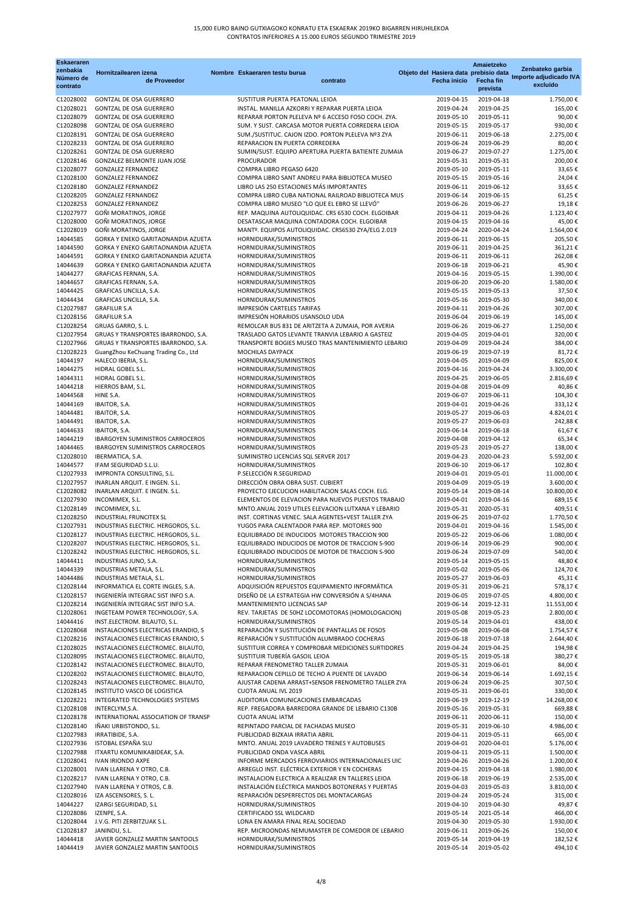15,000 EURO BAINO GUTXIAGOKO KONRATU ETA ESKAERAK 2019KO BIGARREN HIRUHILEKOA
CONTRATOS INFERIORES A 15.000 EUROS SEGUNDO TRIMESTRE 2019

| Eskaeraren zenbakia Número de contrato | Hornitzailearen izena Nombre de Proveedor | Eskaeraren testu burua Objeto del contrato | Hasiera data Fecha inicio | Amaietzeko prebisio data Fecha fin prevista | Zenbateko garbia Importe adjudicado IVA excluido |
|---|---|---|---|---|---|
| C12028002 | GONTZAL DE OSA GUERRERO | SUSTITUIR PUERTA PEATONAL LEIOA | 2019-04-15 | 2019-04-18 | 1.750,00 € |
| C12028021 | GONTZAL DE OSA GUERRERO | INSTAL. MANILLA AZKORRI Y REPARAR PUERTA LEIOA | 2019-04-24 | 2019-04-25 | 165,00 € |
| C12028079 | GONTZAL DE OSA GUERRERO | REPARAR PORTON PLELEVA Nº 6 ACCESO FOSO COCH. ZYA. | 2019-05-10 | 2019-05-11 | 90,00 € |
| C12028098 | GONTZAL DE OSA GUERRERO | SUM. Y SUST. CARCASA MOTOR PUERTA CORREDERA LEIOA | 2019-05-15 | 2019-05-17 | 930,00 € |
| C12028191 | GONTZAL DE OSA GUERRERO | SUM./SUSTITUC. CAJON IZDO. PORTON PLELEVA Nº3 ZYA | 2019-06-11 | 2019-06-18 | 2.275,00 € |
| C12028233 | GONTZAL DE OSA GUERRERO | REPARACION EN PUERTA CORREDERA | 2019-06-24 | 2019-06-29 | 80,00 € |
| C12028261 | GONTZAL DE OSA GUERRERO | SUMIN/SUST. EQUIPO APERTURA PUERTA BATIENTE ZUMAIA | 2019-06-27 | 2019-07-27 | 1.275,00 € |
| C12028146 | GONZALEZ BELMONTE JUAN JOSE | PROCURADOR | 2019-05-31 | 2019-05-31 | 200,00 € |
| C12028077 | GONZALEZ FERNANDEZ | COMPRA LIBRO PEGASO 6420 | 2019-05-10 | 2019-05-11 | 33,65 € |
| C12028100 | GONZALEZ FERNANDEZ | COMPRA LIBRO SANT ANDREU PARA BIBLIOTECA MUSEO | 2019-05-15 | 2019-05-16 | 24,04 € |
| C12028180 | GONZALEZ FERNANDEZ | LIBRO LAS 250 ESTACIONES MÁS IMPORTANTES | 2019-06-11 | 2019-06-12 | 33,65 € |
| C12028205 | GONZALEZ FERNANDEZ | COMPRA LIBRO CUBA NATIONAL RAILROAD BIBLIOTECA MUS | 2019-06-14 | 2019-06-15 | 61,25 € |
| C12028253 | GONZALEZ FERNANDEZ | COMPRA LIBRO MUSEO "LO QUE EL EBRO SE LLEVÓ" | 2019-06-26 | 2019-06-27 | 19,18 € |
| C12027977 | GOÑI MORATINOS, JORGE | REP. MAQUINA AUTOLIQUIDAC. CRS 6530 COCH. ELGOIBAR | 2019-04-11 | 2019-04-26 | 1.123,40 € |
| C12028000 | GOÑI MORATINOS, JORGE | DESATASCAR MAQUINA CONTADORA COCH. ELGOIBAR | 2019-04-15 | 2019-04-16 | 45,00 € |
| C12028019 | GOÑI MORATINOS, JORGE | MANTº. EQUIPOS AUTOLIQUIDAC. CRS6530 ZYA/ELG 2.019 | 2019-04-24 | 2020-04-24 | 1.564,00 € |
| 14044585 | GORKA Y ENEKO GARITAONANDIA AZUETA | HORNIDURAK/SUMINISTROS | 2019-06-11 | 2019-06-15 | 205,50 € |
| 14044590 | GORKA Y ENEKO GARITAONANDIA AZUETA | HORNIDURAK/SUMINISTROS | 2019-06-11 | 2019-04-25 | 361,21 € |
| 14044591 | GORKA Y ENEKO GARITAONANDIA AZUETA | HORNIDURAK/SUMINISTROS | 2019-06-11 | 2019-06-11 | 262,08 € |
| 14044639 | GORKA Y ENEKO GARITAONANDIA AZUETA | HORNIDURAK/SUMINISTROS | 2019-06-18 | 2019-06-21 | 45,90 € |
| 14044277 | GRAFICAS FERNAN, S.A. | HORNIDURAK/SUMINISTROS | 2019-04-16 | 2019-05-15 | 1.390,00 € |
| 14044657 | GRAFICAS FERNAN, S.A. | HORNIDURAK/SUMINISTROS | 2019-06-20 | 2019-06-20 | 1.580,00 € |
| 14044425 | GRAFICAS UNCILLA, S.A. | HORNIDURAK/SUMINISTROS | 2019-05-15 | 2019-05-13 | 37,50 € |
| 14044434 | GRAFICAS UNCILLA, S.A. | HORNIDURAK/SUMINISTROS | 2019-05-16 | 2019-05-30 | 340,00 € |
| C12027987 | GRAFILUR S.A | IMPRESIÓN CARTELES TARIFAS | 2019-04-11 | 2019-04-26 | 307,00 € |
| C12028156 | GRAFILUR S.A | IMPRESIÓN HORARIOS USANSOLO UDA | 2019-06-04 | 2019-06-19 | 145,00 € |
| C12028254 | GRUAS GARRO, S. L. | REMOLCAR BUS 831 DE ARITZETA A ZUMAIA, POR AVERIA | 2019-06-26 | 2019-06-27 | 1.250,00 € |
| C12027954 | GRUAS Y TRANSPORTES IBARRONDO, S.A. | TRASLADO GATOS LEVANTE TRANVIA LEBARIO A GASTEIZ | 2019-04-05 | 2019-04-01 | 320,00 € |
| C12027966 | GRUAS Y TRANSPORTES IBARRONDO, S.A. | TRANSPORTE BOGIES MUSEO TRAS MANTENIMIENTO LEBARIO | 2019-04-09 | 2019-04-24 | 384,00 € |
| C12028223 | GuangZhou KeChuang Trading Co., Ltd | MOCHILAS DAYPACK | 2019-06-19 | 2019-07-19 | 81,72 € |
| 14044197 | HALECO IBERIA, S.L. | HORNIDURAK/SUMINISTROS | 2019-04-05 | 2019-04-09 | 825,00 € |
| 14044275 | HIDRAL GOBEL S.L. | HORNIDURAK/SUMINISTROS | 2019-04-16 | 2019-04-24 | 3.300,00 € |
| 14044311 | HIDRAL GOBEL S.L. | HORNIDURAK/SUMINISTROS | 2019-04-25 | 2019-06-05 | 2.816,69 € |
| 14044218 | HIERROS BAM, S.L. | HORNIDURAK/SUMINISTROS | 2019-04-08 | 2019-04-09 | 40,86 € |
| 14044568 | HINE S.A. | HORNIDURAK/SUMINISTROS | 2019-06-07 | 2019-06-11 | 104,30 € |
| 14044169 | IBAITOR, S.A. | HORNIDURAK/SUMINISTROS | 2019-04-01 | 2019-04-26 | 333,12 € |
| 14044481 | IBAITOR, S.A. | HORNIDURAK/SUMINISTROS | 2019-05-27 | 2019-06-03 | 4.824,01 € |
| 14044491 | IBAITOR, S.A. | HORNIDURAK/SUMINISTROS | 2019-05-27 | 2019-06-03 | 242,88 € |
| 14044633 | IBAITOR, S.A. | HORNIDURAK/SUMINISTROS | 2019-06-14 | 2019-06-18 | 61,67 € |
| 14044219 | IBARGOYEN SUMINISTROS CARROCEROS | HORNIDURAK/SUMINISTROS | 2019-04-08 | 2019-04-12 | 65,34 € |
| 14044465 | IBARGOYEN SUMINISTROS CARROCEROS | HORNIDURAK/SUMINISTROS | 2019-05-23 | 2019-05-27 | 138,00 € |
| C12028010 | IBERMATICA, S.A. | SUMINISTRO LICENCIAS SQL SERVER 2017 | 2019-04-23 | 2020-04-23 | 5.592,00 € |
| 14044577 | IFAM SEGURIDAD S.L.U. | HORNIDURAK/SUMINISTROS | 2019-06-10 | 2019-06-17 | 102,80 € |
| C12027933 | IMPRONTA CONSULTING, S.L. | P.SELECCIÓN R.SEGURIDAD | 2019-04-01 | 2019-05-01 | 11.000,00 € |
| C12027957 | INARLAN ARQUIT. E INGEN. S.L. | DIRECCIÓN OBRA OBRA SUST. CUBIERT | 2019-04-09 | 2019-05-19 | 3.600,00 € |
| C12028082 | INARLAN ARQUIT. E INGEN. S.L. | PROYECTO EJECUCION HABILITACION SALAS COCH. ELG. | 2019-05-14 | 2019-08-14 | 10.800,00 € |
| C12027930 | INCOMIMEX, S.L. | ELEMENTOS DE ELEVACION PARA NUEVOS PUESTOS TRABAJO | 2019-04-01 | 2019-04-16 | 689,15 € |
| C12028149 | INCOMIMEX, S.L. | MNTO.ANUAL 2019 UTILES ELEVACION LUTXANA Y LEBARIO | 2019-05-31 | 2020-05-31 | 409,51 € |
| C12028250 | INDUSTRIAL FRUNCITEX SL | INST. CORTINAS VENEC. SALA AGENTES+VEST TALLER ZYA | 2019-06-25 | 2019-07-02 | 1.770,50 € |
| C12027931 | INDUSTRIAS ELECTRIC. HERGOROS, S.L. | YUGOS PARA CALENTADOR PARA REP. MOTORES 900 | 2019-04-01 | 2019-04-16 | 1.545,00 € |
| C12028127 | INDUSTRIAS ELECTRIC. HERGOROS, S.L. | EQUILIBRADO DE INDUCIDOS MOTORES TRACCION 900 | 2019-05-22 | 2019-06-06 | 1.080,00 € |
| C12028207 | INDUSTRIAS ELECTRIC. HERGOROS, S.L. | EQUILIBRADO INDUCIDOS DE MOTOR DE TRACCION S-900 | 2019-06-14 | 2019-06-29 | 900,00 € |
| C12028242 | INDUSTRIAS ELECTRIC. HERGOROS, S.L. | EQUILIBRADO INDUCIDOS DE MOTOR DE TRACCION S-900 | 2019-06-24 | 2019-07-09 | 540,00 € |
| 14044411 | INDUSTRIAS JUNO, S.A. | HORNIDURAK/SUMINISTROS | 2019-05-14 | 2019-05-15 | 48,80 € |
| 14044339 | INDUSTRIAS METALA, S.L. | HORNIDURAK/SUMINISTROS | 2019-05-02 | 2019-05-06 | 124,70 € |
| 14044486 | INDUSTRIAS METALA, S.L. | HORNIDURAK/SUMINISTROS | 2019-05-27 | 2019-06-03 | 45,31 € |
| C12028144 | INFORMATICA EL CORTE INGLES, S.A. | ADQUISICIÓN REPUESTOS EQUIPAMIENTO INFORMÁTICA | 2019-05-31 | 2019-06-21 | 578,17 € |
| C12028157 | INGENIERÍA INTEGRAC SIST INFO S.A. | DISEÑO DE LA ESTRATEGIA HW CONVERSIÓN A S/4HANA | 2019-06-05 | 2019-07-05 | 4.800,00 € |
| C12028214 | INGENIERÍA INTEGRAC SIST INFO S.A. | MANTENIMIENTO LICENCIAS SAP | 2019-06-14 | 2019-12-31 | 11.553,00 € |
| C12028061 | INGETEAM POWER TECHNOLOGY, S.A. | REV. TARJETAS DE 50HZ LOCOMOTORAS (HOMOLOGACION) | 2019-05-08 | 2019-05-23 | 2.800,00 € |
| 14044416 | INST.ELECTROM. BILAUTO, S.L. | HORNIDURAK/SUMINISTROS | 2019-05-14 | 2019-04-01 | 438,00 € |
| C12028068 | INSTALACIONES ELECTRICAS ERANDIO, S | REPARACIÓN Y SUSTITUCIÓN DE PANTALLAS DE FOSOS | 2019-05-08 | 2019-06-08 | 1.754,57 € |
| C12028216 | INSTALACIONES ELECTRICAS ERANDIO, S | REPARACIÓN Y SUSTITUCIÓN ALUMBRADO COCHERAS | 2019-06-18 | 2019-07-18 | 2.644,40 € |
| C12028025 | INSTALACIONES ELECTROMEC. BILAUTO, | SUSTITUIR CORREA Y COMPROBAR MEDICIONES SURTIDORES | 2019-04-24 | 2019-04-25 | 194,98 € |
| C12028095 | INSTALACIONES ELECTROMEC. BILAUTO, | SUSTITUIR TUBERÍA GASOIL LEIOA | 2019-05-15 | 2019-05-18 | 380,27 € |
| C12028142 | INSTALACIONES ELECTROMEC. BILAUTO, | REPARAR FRENOMETRO TALLER ZUMAIA | 2019-05-31 | 2019-06-01 | 84,00 € |
| C12028202 | INSTALACIONES ELECTROMEC. BILAUTO, | REPARACION CEPILLO DE TECHO A PUENTE DE LAVADO | 2019-06-14 | 2019-06-14 | 1.692,15 € |
| C12028243 | INSTALACIONES ELECTROMEC. BILAUTO, | AJUSTAR CADENA ARRAST+SENSOR FRENOMETRO TALLER ZYA | 2019-06-24 | 2019-06-25 | 307,50 € |
| C12028145 | INSTITUTO VASCO DE LOGISTICA | CUOTA ANUAL IVL 2019 | 2019-05-31 | 2019-06-01 | 330,00 € |
| C12028221 | INTEGRATED TECHNOLOGIES SYSTEMS | AUDITORIA COMUNICACIONES EMBARCADAS | 2019-06-19 | 2019-12-19 | 14.268,00 € |
| C12028108 | INTERCLYM,S.A. | REP. FREGADORA BARREDORA GRANDE DE LEBARIO C130B | 2019-05-16 | 2019-05-31 | 669,88 € |
| C12028178 | INTERNATIONAL ASSOCIATION OF TRANSP | CUOTA ANUAL IATM | 2019-06-11 | 2020-06-11 | 150,00 € |
| C12028140 | IÑAKI URBISTONDO, S.L. | REPINTADO PARCIAL DE FACHADAS MUSEO | 2019-05-31 | 2019-06-10 | 4.986,00 € |
| C12027983 | IRRATIBIDE, S.A. | PUBLICIDAD BIZKAIA IRRATIA ABRIL | 2019-04-11 | 2019-05-11 | 665,00 € |
| C12027936 | ISTOBAL ESPAÑA SLU | MNTO. ANUAL 2019 LAVADERO TRENES Y AUTOBUSES | 2019-04-01 | 2020-04-01 | 5.176,00 € |
| C12027988 | ITXARTU KOMUNIKABIDEAK, S.A. | PUBLICIDAD ONDA VASCA ABRIL | 2019-04-11 | 2019-05-11 | 1.500,00 € |
| C12028041 | IVAN IRIONDO AXPE | INFORME MERCADOS FERROVIARIOS INTERNACIONALES UIC | 2019-04-26 | 2019-04-26 | 1.200,00 € |
| C12028001 | IVAN LLARENA Y OTRO, C.B. | ARREGLO INST. ELÉCTRICA EXTERIOR Y EN COCHERAS | 2019-04-15 | 2019-04-18 | 1.980,00 € |
| C12028217 | IVAN LLARENA Y OTRO, C.B. | INSTALACION ELECTRICA A REALIZAR EN TALLERES LEIOA | 2019-06-18 | 2019-06-19 | 2.535,00 € |
| C12027940 | IVAN LLARENA Y OTROS, C.B. | INSTALACIÓN ELÉCTRICA MANDOS BOTONERAS Y PUERTAS | 2019-04-03 | 2019-05-03 | 3.810,00 € |
| C12028016 | IZA ASCENSORES, S. L. | REPARACIÓN DESPERFECTOS DEL MONTACARGAS | 2019-04-24 | 2019-05-24 | 315,00 € |
| 14044227 | IZARGI SEGURIDAD, S.L | HORNIDURAK/SUMINISTROS | 2019-04-10 | 2019-04-30 | 49,87 € |
| C12028086 | IZENPE, S.A. | CERTIFICADO SSL WILDCARD | 2019-05-14 | 2021-05-14 | 466,00 € |
| C12028044 | J.V.G. PITI ZERBITZUAK S.L. | LONA EN AMARA FINAL REAL SOCIEDAD | 2019-04-30 | 2019-05-30 | 1.930,00 € |
| C12028187 | JANINDU, S.L. | REP. MICROONDAS NEMUMASTER DE COMEDOR DE LEBARIO | 2019-06-11 | 2019-06-26 | 150,00 € |
| 14044418 | JAVIER GONZALEZ MARTIN SANTOOLS | HORNIDURAK/SUMINISTROS | 2019-05-14 | 2019-04-19 | 182,52 € |
| 14044419 | JAVIER GONZALEZ MARTIN SANTOOLS | HORNIDURAK/SUMINISTROS | 2019-05-14 | 2019-05-02 | 494,10 € |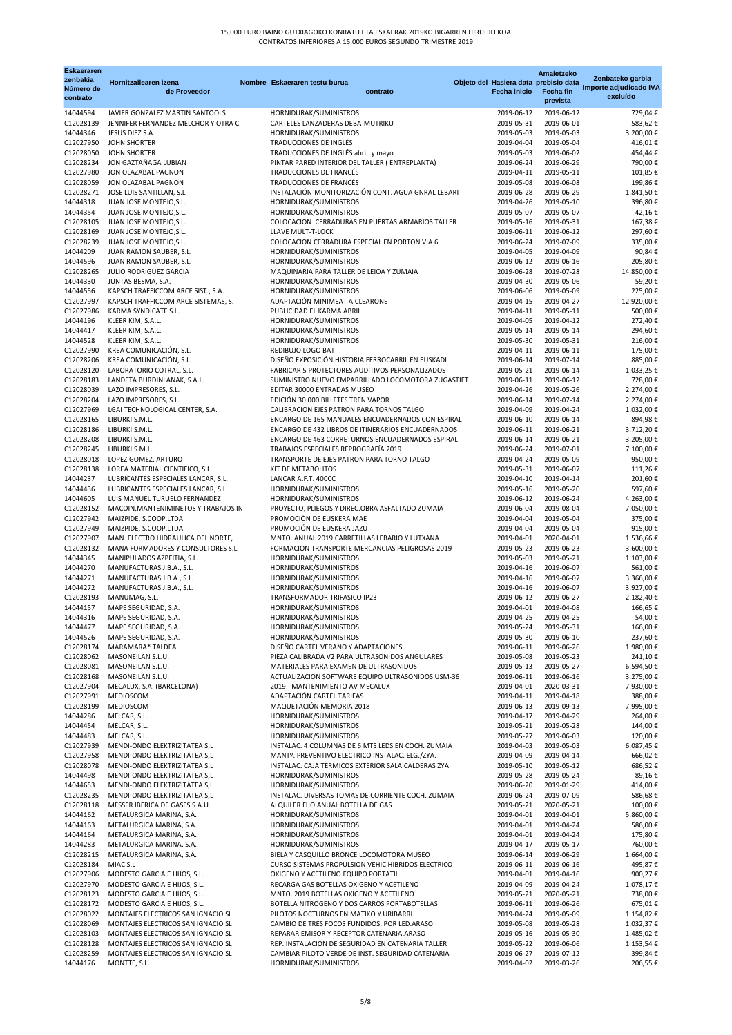15,000 EURO BAINO GUTXIAGOKO KONRATU ETA ESKAERAK 2019KO BIGARREN HIRUHILEKOA
CONTRATOS INFERIORES A 15.000 EUROS SEGUNDO TRIMESTRE 2019

| Eskaeraren zenbakia Número de contrato | Hornitzailearen izena Nombre de Proveedor | Eskaeraren testu burua Objeto del contrato | Hasiera data Fecha inicio | Amaietzeko prebisio data Fecha fin prevista | Zenbateko garbia Importe adjudicado IVA excluído |
|---|---|---|---|---|---|
| 14044594 | JAVIER GONZALEZ MARTIN SANTOOLS | HORNIDURAK/SUMINISTROS | 2019-06-12 | 2019-06-12 | 729,04 € |
| C12028139 | JENNIFER FERNANDEZ MELCHOR Y OTRA C | CARTELES LANZADERAS DEBA-MUTRIKU | 2019-05-31 | 2019-06-01 | 583,62 € |
| 14044346 | JESUS DIEZ S.A. | HORNIDURAK/SUMINISTROS | 2019-05-03 | 2019-05-03 | 3.200,00 € |
| C12027950 | JOHN SHORTER | TRADUCCIONES DE INGLÉS | 2019-04-04 | 2019-05-04 | 416,01 € |
| C12028050 | JOHN SHORTER | TRADUCCIONES DE INGLÉS abril y mayo | 2019-05-03 | 2019-06-02 | 454,44 € |
| C12028234 | JON GAZTAÑAGA LUBIAN | PINTAR PARED INTERIOR DEL TALLER ( ENTREPLANTA) | 2019-06-24 | 2019-06-29 | 790,00 € |
| C12027980 | JON OLAZABAL PAGNON | TRADUCCIONES DE FRANCÉS | 2019-04-11 | 2019-05-11 | 101,85 € |
| C12028059 | JON OLAZABAL PAGNON | TRADUCCIONES DE FRANCÉS | 2019-05-08 | 2019-06-08 | 199,86 € |
| C12028271 | JOSE LUIS SANTILLAN, S.L. | INSTALACIÓN-MONITORIZACIÓN CONT. AGUA GNRAL LEBARI | 2019-06-28 | 2019-06-29 | 1.841,50 € |
| 14044318 | JUAN JOSE MONTEJO,S.L. | HORNIDURAK/SUMINISTROS | 2019-04-26 | 2019-05-10 | 396,80 € |
| 14044354 | JUAN JOSE MONTEJO,S.L. | HORNIDURAK/SUMINISTROS | 2019-05-07 | 2019-05-07 | 42,16 € |
| C12028105 | JUAN JOSE MONTEJO,S.L. | COLOCACION CERRADURAS EN PUERTAS ARMARIOS TALLER | 2019-05-16 | 2019-05-31 | 167,38 € |
| C12028169 | JUAN JOSE MONTEJO,S.L. | LLAVE MULT-T-LOCK | 2019-06-11 | 2019-06-12 | 297,60 € |
| C12028239 | JUAN JOSE MONTEJO,S.L. | COLOCACION CERRADURA ESPECIAL EN PORTON VIA 6 | 2019-06-24 | 2019-07-09 | 335,00 € |
| 14044209 | JUAN RAMON SAUBER, S.L. | HORNIDURAK/SUMINISTROS | 2019-04-05 | 2019-04-09 | 90,84 € |
| 14044596 | JUAN RAMON SAUBER, S.L. | HORNIDURAK/SUMINISTROS | 2019-06-12 | 2019-06-16 | 205,80 € |
| C12028265 | JULIO RODRIGUEZ GARCIA | MAQUINARIA PARA TALLER DE LEIOA Y ZUMAIA | 2019-06-28 | 2019-07-28 | 14.850,00 € |
| 14044330 | JUNTAS BESMA, S.A. | HORNIDURAK/SUMINISTROS | 2019-04-30 | 2019-05-06 | 59,20 € |
| 14044556 | KAPSCH TRAFFICCOM ARCE SIST., S.A. | HORNIDURAK/SUMINISTROS | 2019-06-06 | 2019-05-09 | 225,00 € |
| C12027997 | KAPSCH TRAFFICCOM ARCE SISTEMAS, S. | ADAPTACIÓN MINIMEAT A CLEARONE | 2019-04-15 | 2019-04-27 | 12.920,00 € |
| C12027986 | KARMA SYNDICATE S.L. | PUBLICIDAD EL KARMA ABRIL | 2019-04-11 | 2019-05-11 | 500,00 € |
| 14044196 | KLEER KIM, S.A.L. | HORNIDURAK/SUMINISTROS | 2019-04-05 | 2019-04-12 | 272,40 € |
| 14044417 | KLEER KIM, S.A.L. | HORNIDURAK/SUMINISTROS | 2019-05-14 | 2019-05-14 | 294,60 € |
| 14044528 | KLEER KIM, S.A.L. | HORNIDURAK/SUMINISTROS | 2019-05-30 | 2019-05-31 | 216,00 € |
| C12027990 | KREA COMUNICACIÓN, S.L. | REDIBUJO LOGO BAT | 2019-04-11 | 2019-06-11 | 175,00 € |
| C12028206 | KREA COMUNICACIÓN, S.L. | DISEÑO EXPOSICIÓN HISTORIA FERROCARRIL EN EUSKADI | 2019-06-14 | 2019-07-14 | 885,00 € |
| C12028120 | LABORATORIO COTRAL, S.L. | FABRICAR 5 PROTECTORES AUDITIVOS PERSONALIZADOS | 2019-05-21 | 2019-06-14 | 1.033,25 € |
| C12028183 | LANDETA BURDINLANAK, S.A.L. | SUMINISTRO NUEVO EMPARRILLADO LOCOMOTORA ZUGASTIET | 2019-06-11 | 2019-06-12 | 728,00 € |
| C12028039 | LAZO IMPRESORES, S.L. | EDITAR 30000 ENTRADAS MUSEO | 2019-04-26 | 2019-05-26 | 2.274,00 € |
| C12028204 | LAZO IMPRESORES, S.L. | EDICIÓN 30.000 BILLETES TREN VAPOR | 2019-06-14 | 2019-07-14 | 2.274,00 € |
| C12027969 | LGAI TECHNOLOGICAL CENTER, S.A. | CALIBRACION EJES PATRON PARA TORNOS TALGO | 2019-04-09 | 2019-04-24 | 1.032,00 € |
| C12028165 | LIBURKI S.M.L. | ENCARGO DE 165 MANUALES ENCUADERNADOS CON ESPIRAL | 2019-06-10 | 2019-06-14 | 894,98 € |
| C12028186 | LIBURKI S.M.L. | ENCARGO DE 432 LIBROS DE ITINERARIOS ENCUADERNADOS | 2019-06-11 | 2019-06-21 | 3.712,20 € |
| C12028208 | LIBURKI S.M.L. | ENCARGO DE 463 CORRETURNOS ENCUADERNADOS ESPIRAL | 2019-06-14 | 2019-06-21 | 3.205,00 € |
| C12028245 | LIBURKI S.M.L. | TRABAJOS ESPECIALES REPROGRAFÍA 2019 | 2019-06-24 | 2019-07-01 | 7.100,00 € |
| C12028018 | LOPEZ GOMEZ, ARTURO | TRANSPORTE DE EJES PATRON PARA TORNO TALGO | 2019-04-24 | 2019-05-09 | 950,00 € |
| C12028138 | LOREA MATERIAL CIENTIFICO, S.L. | KIT DE METABOLITOS | 2019-05-31 | 2019-06-07 | 111,26 € |
| 14044237 | LUBRICANTES ESPECIALES LANCAR, S.L. | LANCAR A.F.T. 400CC | 2019-04-10 | 2019-04-14 | 201,60 € |
| 14044436 | LUBRICANTES ESPECIALES LANCAR, S.L. | HORNIDURAK/SUMINISTROS | 2019-05-16 | 2019-05-20 | 597,60 € |
| 14044605 | LUIS MANUEL TURUELO FERNÁNDEZ | HORNIDURAK/SUMINISTROS | 2019-06-12 | 2019-06-24 | 4.263,00 € |
| C12028152 | MACOIN,MANTENIMINETOS Y TRABAJOS IN | PROYECTO, PLIEGOS Y DIREC.OBRA ASFALTADO ZUMAIA | 2019-06-04 | 2019-08-04 | 7.050,00 € |
| C12027942 | MAIZPIDE, S.COOP.LTDA | PROMOCIÓN DE EUSKERA MAE | 2019-04-04 | 2019-05-04 | 375,00 € |
| C12027949 | MAIZPIDE, S.COOP.LTDA | PROMOCIÓN DE EUSKERA JAZU | 2019-04-04 | 2019-05-04 | 915,00 € |
| C12027907 | MAN. ELECTRO HIDRAULICA DEL NORTE, | MNTO. ANUAL 2019 CARRETILLAS LEBARIO Y LUTXANA | 2019-04-01 | 2020-04-01 | 1.536,66 € |
| C12028132 | MANA FORMADORES Y CONSULTORES S.L. | FORMACION TRANSPORTE MERCANCIAS PELIGROSAS 2019 | 2019-05-23 | 2019-06-23 | 3.600,00 € |
| 14044345 | MANIPULADOS AZPEITIA, S.L. | HORNIDURAK/SUMINISTROS | 2019-05-03 | 2019-05-21 | 1.103,00 € |
| 14044270 | MANUFACTURAS J.B.A., S.L. | HORNIDURAK/SUMINISTROS | 2019-04-16 | 2019-06-07 | 561,00 € |
| 14044271 | MANUFACTURAS J.B.A., S.L. | HORNIDURAK/SUMINISTROS | 2019-04-16 | 2019-06-07 | 3.366,00 € |
| 14044272 | MANUFACTURAS J.B.A., S.L. | HORNIDURAK/SUMINISTROS | 2019-04-16 | 2019-06-07 | 3.927,00 € |
| C12028193 | MANUMAG, S.L. | TRANSFORMADOR TRIFASICO IP23 | 2019-06-12 | 2019-06-27 | 2.182,40 € |
| 14044157 | MAPE SEGURIDAD, S.A. | HORNIDURAK/SUMINISTROS | 2019-04-01 | 2019-04-08 | 166,65 € |
| 14044316 | MAPE SEGURIDAD, S.A. | HORNIDURAK/SUMINISTROS | 2019-04-25 | 2019-04-25 | 54,00 € |
| 14044477 | MAPE SEGURIDAD, S.A. | HORNIDURAK/SUMINISTROS | 2019-05-24 | 2019-05-31 | 166,00 € |
| 14044526 | MAPE SEGURIDAD, S.A. | HORNIDURAK/SUMINISTROS | 2019-05-30 | 2019-06-10 | 237,60 € |
| C12028174 | MARAMARA* TALDEA | DISEÑO CARTEL VERANO Y ADAPTACIONES | 2019-06-11 | 2019-06-26 | 1.980,00 € |
| C12028062 | MASONEILAN S.L.U. | PIEZA CALIBRADA V2 PARA ULTRASONIDOS ANGULARES | 2019-05-08 | 2019-05-23 | 241,10 € |
| C12028081 | MASONEILAN S.L.U. | MATERIALES PARA EXAMEN DE ULTRASONIDOS | 2019-05-13 | 2019-05-27 | 6.594,50 € |
| C12028168 | MASONEILAN S.L.U. | ACTUALIZACION SOFTWARE EQUIPO ULTRASONIDOS USM-36 | 2019-06-11 | 2019-06-16 | 3.275,00 € |
| C12027904 | MECALUX, S.A. (BARCELONA) | 2019 - MANTENIMIENTO AV MECALUX | 2019-04-01 | 2020-03-31 | 7.930,00 € |
| C12027991 | MEDIOSCOM | ADAPTACIÓN CARTEL TARIFAS | 2019-04-11 | 2019-04-18 | 388,00 € |
| C12028199 | MEDIOSCOM | MAQUETACIÓN MEMORIA 2018 | 2019-06-13 | 2019-09-13 | 7.995,00 € |
| 14044286 | MELCAR, S.L. | HORNIDURAK/SUMINISTROS | 2019-04-17 | 2019-04-29 | 264,00 € |
| 14044454 | MELCAR, S.L. | HORNIDURAK/SUMINISTROS | 2019-05-21 | 2019-05-28 | 144,00 € |
| 14044483 | MELCAR, S.L. | HORNIDURAK/SUMINISTROS | 2019-05-27 | 2019-06-03 | 120,00 € |
| C12027939 | MENDI-ONDO ELEKTRIZITATEA S,L | INSTALAC. 4 COLUMNAS DE 6 MTS LEDS EN COCH. ZUMAIA | 2019-04-03 | 2019-05-03 | 6.087,45 € |
| C12027958 | MENDI-ONDO ELEKTRIZITATEA S,L | MANTº. PREVENTIVO ELECTRICO INSTALAC. ELG./ZYA. | 2019-04-09 | 2019-04-14 | 666,02 € |
| C12028078 | MENDI-ONDO ELEKTRIZITATEA S,L | INSTALAC. CAJA TERMICOS EXTERIOR SALA CALDERAS ZYA | 2019-05-10 | 2019-05-12 | 686,52 € |
| 14044498 | MENDI-ONDO ELEKTRIZITATEA S,L | HORNIDURAK/SUMINISTROS | 2019-05-28 | 2019-05-24 | 89,16 € |
| 14044653 | MENDI-ONDO ELEKTRIZITATEA S,L | HORNIDURAK/SUMINISTROS | 2019-06-20 | 2019-01-29 | 414,00 € |
| C12028235 | MENDI-ONDO ELEKTRIZITATEA S,L | INSTALAC. DIVERSAS TOMAS DE CORRIENTE COCH. ZUMAIA | 2019-06-24 | 2019-07-09 | 586,68 € |
| C12028118 | MESSER IBERICA DE GASES S.A.U. | ALQUILER FIJO ANUAL BOTELLA DE GAS | 2019-05-21 | 2020-05-21 | 100,00 € |
| 14044162 | METALURGICA MARINA, S.A. | HORNIDURAK/SUMINISTROS | 2019-04-01 | 2019-04-01 | 5.860,00 € |
| 14044163 | METALURGICA MARINA, S.A. | HORNIDURAK/SUMINISTROS | 2019-04-01 | 2019-04-24 | 586,00 € |
| 14044164 | METALURGICA MARINA, S.A. | HORNIDURAK/SUMINISTROS | 2019-04-01 | 2019-04-24 | 175,80 € |
| 14044283 | METALURGICA MARINA, S.A. | HORNIDURAK/SUMINISTROS | 2019-04-17 | 2019-05-17 | 760,00 € |
| C12028215 | METALURGICA MARINA, S.A. | BIELA Y CASQUILLO BRONCE LOCOMOTORA MUSEO | 2019-06-14 | 2019-06-29 | 1.664,00 € |
| C12028184 | MIAC S.L | CURSO SISTEMAS PROPULSION VEHIC HIBRIDOS ELECTRICO | 2019-06-11 | 2019-06-16 | 495,87 € |
| C12027906 | MODESTO GARCIA E HIJOS, S.L. | OXIGENO Y ACETILENO EQUIPO PORTATIL | 2019-04-01 | 2019-04-16 | 900,27 € |
| C12027970 | MODESTO GARCIA E HIJOS, S.L. | RECARGA GAS BOTELLAS OXIGENO Y ACETILENO | 2019-04-09 | 2019-04-24 | 1.078,17 € |
| C12028123 | MODESTO GARCIA E HIJOS, S.L. | MNTO. 2019 BOTELLAS OXIGENO Y ACETILENO | 2019-05-21 | 2020-05-21 | 738,00 € |
| C12028172 | MODESTO GARCIA E HIJOS, S.L. | BOTELLA NITROGENO Y DOS CARROS PORTABOTELLAS | 2019-06-11 | 2019-06-26 | 675,01 € |
| C12028022 | MONTAJES ELECTRICOS SAN IGNACIO SL | PILOTOS NOCTURNOS EN MATIKO Y URIBARRI | 2019-04-24 | 2019-05-09 | 1.154,82 € |
| C12028069 | MONTAJES ELECTRICOS SAN IGNACIO SL | CAMBIO DE TRES FOCOS FUNDIDOS, POR LED.ARASO | 2019-05-08 | 2019-05-28 | 1.032,37 € |
| C12028103 | MONTAJES ELECTRICOS SAN IGNACIO SL | REPARAR EMISOR Y RECEPTOR CATENARIA.ARASO | 2019-05-16 | 2019-05-30 | 1.485,02 € |
| C12028128 | MONTAJES ELECTRICOS SAN IGNACIO SL | REP. INSTALACION DE SEGURIDAD EN CATENARIA TALLER | 2019-05-22 | 2019-06-06 | 1.153,54 € |
| C12028259 | MONTAJES ELECTRICOS SAN IGNACIO SL | CAMBIAR PILOTO VERDE DE INST. SEGURIDAD CATENARIA | 2019-06-27 | 2019-07-12 | 399,84 € |
| 14044176 | MONTTE, S.L. | HORNIDURAK/SUMINISTROS | 2019-04-02 | 2019-03-26 | 206,55 € |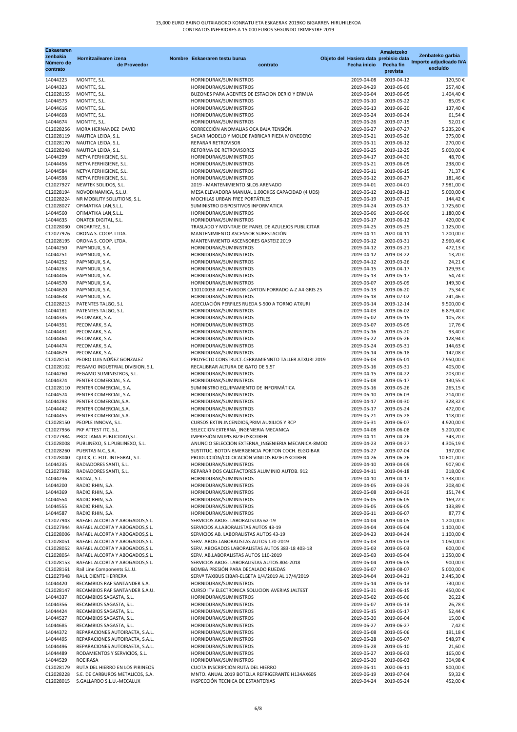15,000 EURO BAINO GUTXIAGOKO KONRATU ETA ESKAERAK 2019KO BIGARREN HIRUHILEKOA
CONTRATOS INFERIORES A 15.000 EUROS SEGUNDO TRIMESTRE 2019

| Eskaeraren zenbakia Número de contrato | Hornitzailearen izena de Proveedor | Nombre Eskaeraren testu burua Objeto del contrato | Hasiera data Fecha inicio | Amaietzeko prebisio data Fecha fin prevista | Zenbateko garbia Importe adjudicado IVA excluido |
|---|---|---|---|---|---|
| 14044223 | MONTTE, S.L. | HORNIDURAK/SUMINISTROS | 2019-04-08 | 2019-04-12 | 120,50 € |
| 14044323 | MONTTE, S.L. | HORNIDURAK/SUMINISTROS | 2019-04-29 | 2019-05-09 | 257,40 € |
| C12028155 | MONTTE, S.L. | BUZONES PARA AGENTES DE ESTACION DERIO Y ERMUA | 2019-06-04 | 2019-06-05 | 1.404,40 € |
| 14044573 | MONTTE, S.L. | HORNIDURAK/SUMINISTROS | 2019-06-10 | 2019-05-22 | 85,05 € |
| 14044616 | MONTTE, S.L. | HORNIDURAK/SUMINISTROS | 2019-06-13 | 2019-06-20 | 137,40 € |
| 14044668 | MONTTE, S.L. | HORNIDURAK/SUMINISTROS | 2019-06-24 | 2019-06-24 | 61,54 € |
| 14044674 | MONTTE, S.L. | HORNIDURAK/SUMINISTROS | 2019-06-26 | 2019-07-15 | 52,01 € |
| C12028256 | MORA HERNANDEZ DAVID | CORRECCIÓN ANOMALIAS OCA BAJA TENSIÓN. | 2019-06-27 | 2019-07-27 | 5.235,20 € |
| C12028119 | NAUTICA LEIOA, S.L. | SACAR MODELO Y MOLDE FABRICAR PIEZA MONEDERO | 2019-05-21 | 2019-05-26 | 375,00 € |
| C12028170 | NAUTICA LEIOA, S.L. | REPARAR RETROVISOR | 2019-06-11 | 2019-06-12 | 270,00 € |
| C12028248 | NAUTICA LEIOA, S.L. | REFORMA DE RETROVISORES | 2019-06-25 | 2019-12-25 | 5.000,00 € |
| 14044299 | NETYA FERHIGIENE, S.L. | HORNIDURAK/SUMINISTROS | 2019-04-17 | 2019-04-30 | 48,70 € |
| 14044456 | NETYA FERHIGIENE, S.L. | HORNIDURAK/SUMINISTROS | 2019-05-21 | 2019-06-05 | 238,00 € |
| 14044584 | NETYA FERHIGIENE, S.L. | HORNIDURAK/SUMINISTROS | 2019-06-11 | 2019-06-15 | 71,37 € |
| 14044598 | NETYA FERHIGIENE, S.L. | HORNIDURAK/SUMINISTROS | 2019-06-12 | 2019-06-27 | 181,46 € |
| C12027927 | NEWTEK SOLIDOS, S.L. | 2019 - MANTENIMIENTO SILOS ARENADO | 2019-04-01 | 2020-04-01 | 7.981,00 € |
| C12028194 | NOVODINAMICA, S.L.U. | MESA ELEVADORA MANUAL 1.00OKGS CAPACIDAD (4 UDS) | 2019-06-12 | 2019-08-12 | 5.000,00 € |
| C12028224 | NR MOBILITY SOLUTIONS, S.L. | MOCHILAS URBAN FREE PORTÁTILES | 2019-06-19 | 2019-07-19 | 144,42 € |
| C12028027 | OFIMATIKA LAN,S.L.L. | SUMINISTRO DISPOSITIVOS INFORMATICA | 2019-04-24 | 2019-05-17 | 1.725,60 € |
| 14044560 | OFIMATIKA LAN,S.L.L. | HORNIDURAK/SUMINISTROS | 2019-06-06 | 2019-06-06 | 1.180,00 € |
| 14044635 | ONATEK DIGITAL, S.L. | HORNIDURAK/SUMINISTROS | 2019-06-17 | 2019-06-12 | 420,00 € |
| C12028030 | ONDARTEZ, S.L. | TRASLADO Y MONTAJE DE PANEL DE AZULEJOS PUBLICITAR | 2019-04-25 | 2019-05-25 | 1.125,00 € |
| C12027976 | ORONA S. COOP. LTDA. | MANTENIMIENTO ASCENSOR SUBESTACIÓN | 2019-04-11 | 2020-04-11 | 1.200,00 € |
| C12028195 | ORONA S. COOP. LTDA. | MANTENIMIENTO ASCENSORES GASTEIZ 2019 | 2019-06-12 | 2020-03-31 | 2.960,46 € |
| 14044250 | PAPYNDUX, S.A. | HORNIDURAK/SUMINISTROS | 2019-04-12 | 2019-03-21 | 472,13 € |
| 14044251 | PAPYNDUX, S.A. | HORNIDURAK/SUMINISTROS | 2019-04-12 | 2019-03-22 | 13,20 € |
| 14044252 | PAPYNDUX, S.A. | HORNIDURAK/SUMINISTROS | 2019-04-12 | 2019-03-26 | 24,21 € |
| 14044263 | PAPYNDUX, S.A. | HORNIDURAK/SUMINISTROS | 2019-04-15 | 2019-04-17 | 129,93 € |
| 14044406 | PAPYNDUX, S.A. | HORNIDURAK/SUMINISTROS | 2019-05-13 | 2019-05-17 | 54,74 € |
| 14044570 | PAPYNDUX, S.A. | HORNIDURAK/SUMINISTROS | 2019-06-07 | 2019-05-09 | 149,30 € |
| 14044620 | PAPYNDUX, S.A. | 110100038 ARCHIVADOR CARTON FORRADO A-Z A4 GRIS 25 | 2019-06-13 | 2019-06-20 | 75,34 € |
| 14044638 | PAPYNDUX, S.A. | HORNIDURAK/SUMINISTROS | 2019-06-18 | 2019-07-02 | 241,46 € |
| C12028213 | PATENTES TALGO, S.L | ADECUACIÓN PERFILES RUEDA S-500 A TORNO ATXURI | 2019-06-14 | 2019-12-14 | 9.500,00 € |
| 14044181 | PATENTES TALGO, S.L. | HORNIDURAK/SUMINISTROS | 2019-04-03 | 2019-06-02 | 6.879,40 € |
| 14044335 | PECOMARK, S.A. | HORNIDURAK/SUMINISTROS | 2019-05-02 | 2019-05-15 | 105,78 € |
| 14044351 | PECOMARK, S.A. | HORNIDURAK/SUMINISTROS | 2019-05-07 | 2019-05-09 | 17,76 € |
| 14044431 | PECOMARK, S.A. | HORNIDURAK/SUMINISTROS | 2019-05-16 | 2019-05-20 | 93,40 € |
| 14044464 | PECOMARK, S.A. | HORNIDURAK/SUMINISTROS | 2019-05-22 | 2019-05-26 | 128,94 € |
| 14044474 | PECOMARK, S.A. | HORNIDURAK/SUMINISTROS | 2019-05-24 | 2019-05-31 | 144,63 € |
| 14044629 | PECOMARK, S.A. | HORNIDURAK/SUMINISTROS | 2019-06-14 | 2019-06-18 | 142,08 € |
| C12028151 | PEDRO LUIS NÚÑEZ GONZALEZ | PROYECTO CONSTRUCT.CERRAMIENNTO TALLER ATXURI 2019 | 2019-06-03 | 2019-05-01 | 7.950,00 € |
| C12028102 | PEGAMO INDUSTRIAL DIVISION, S.L. | RECALIBRAR ALTURA DE GATO DE 5,5T | 2019-05-16 | 2019-05-31 | 405,00 € |
| 14044260 | PEGAMO SUMINISTROS, S.L. | HORNIDURAK/SUMINISTROS | 2019-04-15 | 2019-04-22 | 203,00 € |
| 14044374 | PENTER COMERCIAL, S.A. | HORNIDURAK/SUMINISTROS | 2019-05-08 | 2019-05-17 | 130,55 € |
| C12028110 | PENTER COMERCIAL, S.A. | SUMINISTRO EQUIPAMIENTO DE INFORMÁTICA | 2019-05-16 | 2019-05-26 | 265,15 € |
| 14044574 | PENTER COMERCIAL, S.A. | HORNIDURAK/SUMINISTROS | 2019-06-10 | 2019-06-03 | 214,00 € |
| 14044293 | PENTER COMERCIAL,S.A. | HORNIDURAK/SUMINISTROS | 2019-04-17 | 2019-04-30 | 328,32 € |
| 14044442 | PENTER COMERCIAL,S.A. | HORNIDURAK/SUMINISTROS | 2019-05-17 | 2019-05-24 | 472,00 € |
| 14044455 | PENTER COMERCIAL,S.A. | HORNIDURAK/SUMINISTROS | 2019-05-21 | 2019-05-28 | 118,00 € |
| C12028150 | PEOPLE INNOVA, S.L. | CURSOS EXTIN.INCENDIOS,PRIM AUXILIOS Y RCP | 2019-05-31 | 2019-06-07 | 4.920,00 € |
| C12027956 | PKF ATTEST ITC, S.L. | SELECCION EXTERNA_INGENIERIA MECANICA | 2019-04-08 | 2019-06-08 | 5.200,00 € |
| C12027984 | PROCLAMA PUBLICIDAD,S.L. | IMPRESIÓN MUPIS BIZIEUSKOTREN | 2019-04-11 | 2019-04-26 | 343,20 € |
| C12028008 | PUBLINEXO, S.L.PUBLINEXO, S.L. | ANUNCIO SELECCION EXTERNA_INGENIERIA MECANICA-8MOD | 2019-04-23 | 2019-04-27 | 4.306,19 € |
| C12028260 | PUERTAS N.C.,S.A. | SUSTITUC. BOTON EMERGENCIA PORTON COCH. ELGOIBAR | 2019-06-27 | 2019-07-04 | 197,00 € |
| C12028040 | QUICK, C. FOT. INTEGRAL, S.L. | PRODUCCIÓN/COLOCACIÓN VINILOS BIZIEUSKOTREN | 2019-04-26 | 2019-06-26 | 10.601,00 € |
| 14044235 | RADIADORES SANTI, S.L. | HORNIDURAK/SUMINISTROS | 2019-04-10 | 2019-04-09 | 907,90 € |
| C12027982 | RADIADORES SANTI, S.L. | REPARAR DOS CALEFACTORES ALUMINIO AUTOB. 912 | 2019-04-11 | 2019-04-18 | 318,00 € |
| 14044236 | RADIAL, S.L. | HORNIDURAK/SUMINISTROS | 2019-04-10 | 2019-04-17 | 1.338,00 € |
| 14044200 | RADIO RHIN, S.A. | HORNIDURAK/SUMINISTROS | 2019-04-05 | 2019-03-29 | 208,40 € |
| 14044369 | RADIO RHIN, S.A. | HORNIDURAK/SUMINISTROS | 2019-05-08 | 2019-04-29 | 151,74 € |
| 14044554 | RADIO RHIN, S.A. | HORNIDURAK/SUMINISTROS | 2019-06-05 | 2019-06-05 | 169,22 € |
| 14044555 | RADIO RHIN, S.A. | HORNIDURAK/SUMINISTROS | 2019-06-05 | 2019-06-05 | 133,89 € |
| 14044587 | RADIO RHIN, S.A. | HORNIDURAK/SUMINISTROS | 2019-06-11 | 2019-06-07 | 87,77 € |
| C12027943 | RAFAEL ALCORTA Y ABOGADOS,S.L. | SERVICIOS ABOG. LABORALISTAS 62-19 | 2019-04-04 | 2019-04-05 | 1.200,00 € |
| C12027944 | RAFAEL ALCORTA Y ABOGADOS,S.L. | SERVICIOS A.LABORALISTAS AUTOS 43-19 | 2019-04-04 | 2019-05-04 | 1.100,00 € |
| C12028006 | RAFAEL ALCORTA Y ABOGADOS,S.L. | SERVICIOS AB. LABORALISTAS AUTOS 43-19 | 2019-04-23 | 2019-04-24 | 1.100,00 € |
| C12028051 | RAFAEL ALCORTA Y ABOGADOS,S.L. | SERV. ABOG.LABORALISTAS AUTOS 170-2019 | 2019-05-03 | 2019-05-03 | 1.050,00 € |
| C12028052 | RAFAEL ALCORTA Y ABOGADOS,S.L. | SERV. ABOGADOS LABORALISTAS AUTOS 383-18 403-18 | 2019-05-03 | 2019-05-03 | 600,00 € |
| C12028054 | RAFAEL ALCORTA Y ABOGADOS,S.L. | SERV. AB.LABORALISTAS AUTOS 110-2019 | 2019-05-03 | 2019-05-04 | 1.250,00 € |
| C12028153 | RAFAEL ALCORTA Y ABOGADOS,S.L. | SERVICIOS ABOG. LABORALISTAS AUTOS 804-2018 | 2019-06-04 | 2019-06-05 | 900,00 € |
| C12028161 | Rail Line Components S.L.U. | BOMBA PRESIÓN PARA DECALADO RUEDAS | 2019-06-07 | 2019-08-07 | 5.000,00 € |
| C12027948 | RAUL DIENTE HERRERA | SERVº TAXIBUS EIBAR-ELGETA 1/4/2019 AL 17/4/2019 | 2019-04-04 | 2019-04-21 | 2.445,30 € |
| 14044420 | RECAMBIOS RAF SANTANDER S.A. | HORNIDURAK/SUMINISTROS | 2019-05-14 | 2019-05-13 | 730,00 € |
| C12028147 | RECAMBIOS RAF SANTANDER S.A.U. | CURSO ITV ELECTRONICA SOLUCION AVERIAS JALTEST | 2019-05-31 | 2019-06-15 | 450,00 € |
| 14044337 | RECAMBIOS SAGASTA, S.L. | HORNIDURAK/SUMINISTROS | 2019-05-02 | 2019-05-06 | 26,22 € |
| 14044356 | RECAMBIOS SAGASTA, S.L. | HORNIDURAK/SUMINISTROS | 2019-05-07 | 2019-05-13 | 26,78 € |
| 14044424 | RECAMBIOS SAGASTA, S.L. | HORNIDURAK/SUMINISTROS | 2019-05-15 | 2019-05-17 | 52,44 € |
| 14044527 | RECAMBIOS SAGASTA, S.L. | HORNIDURAK/SUMINISTROS | 2019-05-30 | 2019-06-04 | 15,00 € |
| 14044685 | RECAMBIOS SAGASTA, S.L. | HORNIDURAK/SUMINISTROS | 2019-06-27 | 2019-06-27 | 7,42 € |
| 14044372 | REPARACIONES AUTOIRAETA, S.A.L. | HORNIDURAK/SUMINISTROS | 2019-05-08 | 2019-05-06 | 191,18 € |
| 14044495 | REPARACIONES AUTOIRAETA, S.A.L. | HORNIDURAK/SUMINISTROS | 2019-05-28 | 2019-05-07 | 548,97 € |
| 14044496 | REPARACIONES AUTOIRAETA, S.A.L. | HORNIDURAK/SUMINISTROS | 2019-05-28 | 2019-05-10 | 21,60 € |
| 14044489 | RODAMIENTOS Y SERVICIOS, S.L. | HORNIDURAK/SUMINISTROS | 2019-05-27 | 2019-06-03 | 165,00 € |
| 14044529 | ROEIRASA | HORNIDURAK/SUMINISTROS | 2019-05-30 | 2019-06-03 | 304,98 € |
| C12028179 | RUTA DEL HIERRO EN LOS PIRINEOS | CUOTA INSCRIPCIÓN RUTA DEL HIERRO | 2019-06-11 | 2020-06-11 | 800,00 € |
| C12028228 | S.E. DE CARBUROS METALICOS, S.A. | MNTO. ANUAL 2019 BOTELLA REFRIGERANTE H134AX60S | 2019-06-19 | 2019-07-04 | 59,32 € |
| C12028015 | S.GALLARDO S.L.U.-MECALUX | INSPECCIÓN TECNICA DE ESTANTERIAS | 2019-04-24 | 2019-05-24 | 452,00 € |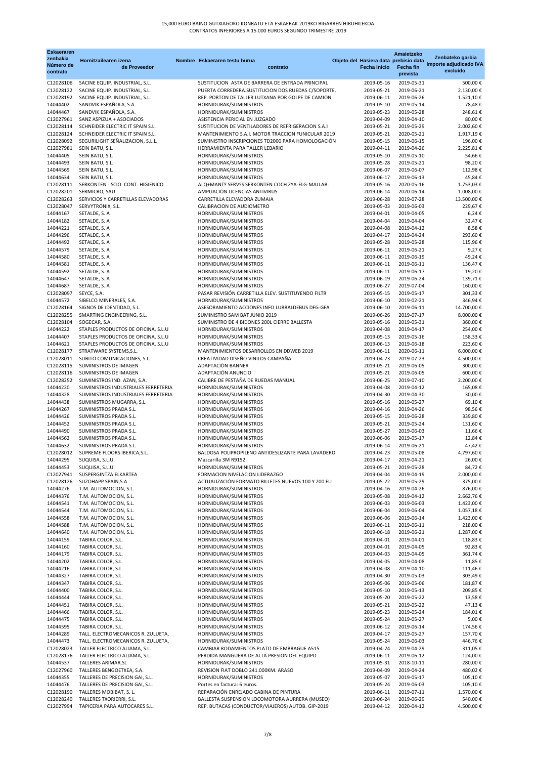15,000 EURO BAINO GUTXIAGOKO KONRATU ETA ESKAERAK 2019KO BIGARREN HIRUHILEKOA
CONTRATOS INFERIORES A 15.000 EUROS SEGUNDO TRIMESTRE 2019

| Eskaeraren zenbakia Número de contrato | Hornitzailearen izena Nombre de Proveedor | Eskaeraren testu burua Objeto del contrato | Hasiera data Fecha inicio | Amaietzeko prebisio data Fecha fin prevista | Zenbateko garbia Importe adjudicado IVA excluído |
|---|---|---|---|---|---|
| C12028106 | SACINE EQUIP. INDUSTRIAL, S.L. | SUSTITUCION ASTA DE BARRERA DE ENTRADA PRINCIPAL | 2019-05-16 | 2019-05-31 | 500,00 € |
| C12028122 | SACINE EQUIP. INDUSTRIAL, S.L. | PUERTA CORREDERA.SUSTITUCION DOS RUEDAS C/SOPORTE. | 2019-05-21 | 2019-06-21 | 2.130,00 € |
| C12028192 | SACINE EQUIP. INDUSTRIAL, S.L. | REP. PORTON DE TALLER LUTXANA POR GOLPE DE CAMION | 2019-06-11 | 2019-06-26 | 1.521,10 € |
| 14044402 | SANDVIK ESPAÑOLA, S.A. | HORNIDURAK/SUMINISTROS | 2019-05-10 | 2019-05-14 | 78,48 € |
| 14044467 | SANDVIK ESPAÑOLA, S.A. | HORNIDURAK/SUMINISTROS | 2019-05-23 | 2019-05-28 | 248,61 € |
| C12027961 | SANZ ASPIZUA + ASOCIADOS | ASISTENCIA PERICIAL EN JUZGADO | 2019-04-09 | 2019-04-10 | 80,00 € |
| C12028114 | SCHNEIDER ELECTRIC IT SPAIN S.L. | SUSTITUCION DE VENTILADORES DE REFRIGERACION S.A.I | 2019-05-21 | 2019-05-29 | 2.002,60 € |
| C12028124 | SCHNEIDER ELECTRIC IT SPAIN S.L. | MANTENIMIENTO S.A.I. MOTOR TRACCION FUNICULAR 2019 | 2019-05-21 | 2020-05-21 | 1.917,19 € |
| C12028092 | SEGURILIGHT SEÑALIZACION, S.L.L. | SUMINISTRO INSCRIPCIONES TD2000 PARA HOMOLOGACIÓN | 2019-05-15 | 2019-06-15 | 196,00 € |
| C12027981 | SEIN BATU, S.L. | HERRAMIENTA PARA TALLER LEBARIO | 2019-04-11 | 2019-04-26 | 2.225,81 € |
| 14044405 | SEIN BATU, S.L. | HORNIDURAK/SUMINISTROS | 2019-05-10 | 2019-05-10 | 54,66 € |
| 14044493 | SEIN BATU, S.L. | HORNIDURAK/SUMINISTROS | 2019-05-28 | 2019-05-21 | 98,20 € |
| 14044569 | SEIN BATU, S.L. | HORNIDURAK/SUMINISTROS | 2019-06-07 | 2019-06-07 | 112,98 € |
| 14044634 | SEIN BATU, S.L. | HORNIDURAK/SUMINISTROS | 2019-06-17 | 2019-06-13 | 45,84 € |
| C12028111 | SERKONTEN - SCIO. CONT. HIGIENICO | ALQ+MANTº SERVºS SERKONTEN COCH ZYA-ELG-MALLAB. | 2019-05-16 | 2020-05-16 | 1.753,03 € |
| C12028201 | SERMICRO, SAU | AMPLIACIÓN LICENCIAS ANTIVIRUS | 2019-06-14 | 2020-06-14 | 1.008,00 € |
| C12028263 | SERVICIOS Y CARRETILLAS ELEVADORAS | CARRETILLA ELEVADORA ZUMAIA | 2019-06-28 | 2019-07-28 | 13.500,00 € |
| C12028047 | SERVYTRONIX, S.L. | CALIBRACION DE AUDIOMETRO | 2019-05-03 | 2019-06-03 | 229,67 € |
| 14044167 | SETALDE, S. A | HORNIDURAK/SUMINISTROS | 2019-04-01 | 2019-04-05 | 6,24 € |
| 14044182 | SETALDE, S. A | HORNIDURAK/SUMINISTROS | 2019-04-04 | 2019-04-04 | 32,47 € |
| 14044221 | SETALDE, S. A | HORNIDURAK/SUMINISTROS | 2019-04-08 | 2019-04-12 | 8,58 € |
| 14044296 | SETALDE, S. A | HORNIDURAK/SUMINISTROS | 2019-04-17 | 2019-04-24 | 293,60 € |
| 14044492 | SETALDE, S. A | HORNIDURAK/SUMINISTROS | 2019-05-28 | 2019-05-28 | 115,96 € |
| 14044579 | SETALDE, S. A | HORNIDURAK/SUMINISTROS | 2019-06-11 | 2019-06-21 | 9,27 € |
| 14044580 | SETALDE, S. A | HORNIDURAK/SUMINISTROS | 2019-06-11 | 2019-06-19 | 49,24 € |
| 14044581 | SETALDE, S. A | HORNIDURAK/SUMINISTROS | 2019-06-11 | 2019-06-11 | 136,47 € |
| 14044592 | SETALDE, S. A | HORNIDURAK/SUMINISTROS | 2019-06-11 | 2019-06-17 | 19,20 € |
| 14044647 | SETALDE, S. A | HORNIDURAK/SUMINISTROS | 2019-06-19 | 2019-06-24 | 139,71 € |
| 14044687 | SETALDE, S. A | HORNIDURAK/SUMINISTROS | 2019-06-27 | 2019-07-04 | 160,00 € |
| C12028097 | SEYCE, S.A. | PASAR REVISIÓN CARRETILLA ELEV. SUSTITUYENDO FILTR | 2019-05-15 | 2019-05-17 | 301,33 € |
| 14044572 | SIBELCO MINERALES, S.A. | HORNIDURAK/SUMINISTROS | 2019-06-10 | 2019-02-21 | 346,94 € |
| C12028164 | SIGNOS DE IDENTIDAD, S.L. | ASESORAMIENTO ACCIONES INFO LURRALDEBUS DFG-GFA | 2019-06-10 | 2019-06-11 | 14.700,00 € |
| C12028255 | SMARTING ENGINEERING, S.L. | SUMINISTRO SAM BAT JUNIO 2019 | 2019-06-26 | 2019-07-17 | 8.000,00 € |
| C12028104 | SOGECAR, S.A. | SUMINISTRO DE 4 BIDONES 200L CIERRE BALLESTA | 2019-05-16 | 2019-05-31 | 360,00 € |
| 14044222 | STAPLES PRODUCTOS DE OFICINA, S.L.U | HORNIDURAK/SUMINISTROS | 2019-04-08 | 2019-04-17 | 254,00 € |
| 14044407 | STAPLES PRODUCTOS DE OFICINA, S.L.U | HORNIDURAK/SUMINISTROS | 2019-05-13 | 2019-05-16 | 158,33 € |
| 14044621 | STAPLES PRODUCTOS DE OFICINA, S.L.U | HORNIDURAK/SUMINISTROS | 2019-06-13 | 2019-06-18 | 223,60 € |
| C12028177 | STRATWARE SYSTEMS,S.L. | MANTENIMIENTOS DESARROLLOS EN DDWEB 2019 | 2019-06-11 | 2020-06-11 | 6.000,00 € |
| C12028011 | SUBITO COMUNICACIONES, S.L. | CREATIVIDAD DISEÑO VINILOS CAMPAÑA | 2019-04-23 | 2019-07-23 | 4.500,00 € |
| C12028115 | SUMINISTROS DE IMAGEN | ADAPTACIÓN BANNER | 2019-05-21 | 2019-06-05 | 300,00 € |
| C12028116 | SUMINISTROS DE IMAGEN | ADAPTACIÓN ANUNCIO | 2019-05-21 | 2019-06-05 | 600,00 € |
| C12028252 | SUMINISTROS IND. AZAN, S.A. | CALIBRE DE PESTAÑA DE RUEDAS MANUAL | 2019-06-25 | 2019-07-10 | 2.200,00 € |
| 14044220 | SUMINISTROS INDUSTRIALES FERRETERIA | HORNIDURAK/SUMINISTROS | 2019-04-08 | 2019-04-12 | 165,08 € |
| 14044328 | SUMINISTROS INDUSTRIALES FERRETERIA | HORNIDURAK/SUMINISTROS | 2019-04-30 | 2019-04-30 | 30,00 € |
| 14044438 | SUMINISTROS MUGARRA, S.L. | HORNIDURAK/SUMINISTROS | 2019-05-16 | 2019-05-27 | 69,10 € |
| 14044267 | SUMINISTROS PRADA S.L. | HORNIDURAK/SUMINISTROS | 2019-04-16 | 2019-04-26 | 98,56 € |
| 14044426 | SUMINISTROS PRADA S.L. | HORNIDURAK/SUMINISTROS | 2019-05-15 | 2019-06-28 | 339,80 € |
| 14044452 | SUMINISTROS PRADA S.L. | HORNIDURAK/SUMINISTROS | 2019-05-21 | 2019-05-24 | 131,60 € |
| 14044490 | SUMINISTROS PRADA S.L. | HORNIDURAK/SUMINISTROS | 2019-05-27 | 2019-06-03 | 11,66 € |
| 14044562 | SUMINISTROS PRADA S.L. | HORNIDURAK/SUMINISTROS | 2019-06-06 | 2019-05-17 | 12,84 € |
| 14044632 | SUMINISTROS PRADA S.L. | HORNIDURAK/SUMINISTROS | 2019-06-14 | 2019-06-21 | 47,42 € |
| C12028012 | SUPREME FLOORS IBERICA,S.L. | BALDOSA POLIPROPILENO ANTIDESLIZANTE PARA LAVADERO | 2019-04-23 | 2019-05-08 | 4.797,60 € |
| 14044295 | SUQUISA, S.L.U. | Mascarilla 3M R9152 | 2019-04-17 | 2019-04-21 | 26,00 € |
| 14044453 | SUQUISA, S.L.U. | HORNIDURAK/SUMINISTROS | 2019-05-21 | 2019-05-28 | 84,72 € |
| C12027941 | SUSPERGINTZA ELKARTEA | FORMACION NIVELACION LIDERAZGO | 2019-04-04 | 2019-04-19 | 2.000,00 € |
| C12028126 | SUZOHAPP SPAIN,S.A | ACTUALIZACIÓN FORMATO BILLETES NUEVOS 100 Y 200 EU | 2019-05-22 | 2019-05-29 | 375,00 € |
| 14044276 | T.M. AUTOMOCION, S.L. | HORNIDURAK/SUMINISTROS | 2019-04-16 | 2019-04-26 | 876,00 € |
| 14044376 | T.M. AUTOMOCION, S.L. | HORNIDURAK/SUMINISTROS | 2019-05-08 | 2019-04-12 | 2.662,76 € |
| 14044541 | T.M. AUTOMOCION, S.L. | HORNIDURAK/SUMINISTROS | 2019-06-03 | 2019-06-03 | 1.423,00 € |
| 14044544 | T.M. AUTOMOCION, S.L. | HORNIDURAK/SUMINISTROS | 2019-06-04 | 2019-06-04 | 1.057,18 € |
| 14044558 | T.M. AUTOMOCION, S.L. | HORNIDURAK/SUMINISTROS | 2019-06-06 | 2019-06-14 | 1.423,00 € |
| 14044588 | T.M. AUTOMOCION, S.L. | HORNIDURAK/SUMINISTROS | 2019-06-11 | 2019-06-11 | 218,00 € |
| 14044640 | T.M. AUTOMOCION, S.L. | HORNIDURAK/SUMINISTROS | 2019-06-18 | 2019-06-21 | 1.287,00 € |
| 14044159 | TABIRA COLOR, S.L. | HORNIDURAK/SUMINISTROS | 2019-04-01 | 2019-04-01 | 118,83 € |
| 14044160 | TABIRA COLOR, S.L. | HORNIDURAK/SUMINISTROS | 2019-04-01 | 2019-04-05 | 92,83 € |
| 14044179 | TABIRA COLOR, S.L. | HORNIDURAK/SUMINISTROS | 2019-04-03 | 2019-04-05 | 361,74 € |
| 14044202 | TABIRA COLOR, S.L. | HORNIDURAK/SUMINISTROS | 2019-04-05 | 2019-04-08 | 11,85 € |
| 14044216 | TABIRA COLOR, S.L. | HORNIDURAK/SUMINISTROS | 2019-04-08 | 2019-04-10 | 111,46 € |
| 14044327 | TABIRA COLOR, S.L. | HORNIDURAK/SUMINISTROS | 2019-04-30 | 2019-05-03 | 303,49 € |
| 14044347 | TABIRA COLOR, S.L. | HORNIDURAK/SUMINISTROS | 2019-05-06 | 2019-05-06 | 181,87 € |
| 14044400 | TABIRA COLOR, S.L. | HORNIDURAK/SUMINISTROS | 2019-05-10 | 2019-05-13 | 209,85 € |
| 14044444 | TABIRA COLOR, S.L. | HORNIDURAK/SUMINISTROS | 2019-05-20 | 2019-05-22 | 13,58 € |
| 14044451 | TABIRA COLOR, S.L. | HORNIDURAK/SUMINISTROS | 2019-05-21 | 2019-05-22 | 47,13 € |
| 14044466 | TABIRA COLOR, S.L. | HORNIDURAK/SUMINISTROS | 2019-05-23 | 2019-05-24 | 184,01 € |
| 14044475 | TABIRA COLOR, S.L. | HORNIDURAK/SUMINISTROS | 2019-05-24 | 2019-05-27 | 5,00 € |
| 14044595 | TABIRA COLOR, S.L. | HORNIDURAK/SUMINISTROS | 2019-06-12 | 2019-06-14 | 174,56 € |
| 14044289 | TALL. ELECTROMECANICOS R. ZULUETA, | HORNIDURAK/SUMINISTROS | 2019-04-17 | 2019-05-27 | 157,70 € |
| 14044473 | TALL. ELECTROMECANICOS R. ZULUETA, | HORNIDURAK/SUMINISTROS | 2019-05-24 | 2019-06-03 | 446,76 € |
| C12028023 | TALLER ELECTRICO ALJAMA, S.L. | CAMBIAR RODAMIENTOS PLATO DE EMBRAGUE A515 | 2019-04-24 | 2019-04-29 | 311,05 € |
| C12028176 | TALLER ELECTRICO ALJAMA, S.L. | PERDIDA MANGUERA DE ALTA PRESION DEL EQUIPO | 2019-06-11 | 2019-06-12 | 124,00 € |
| 14044537 | TALLERES ARIMAR,SL | HORNIDURAK/SUMINISTROS | 2019-05-31 | 2018-10-11 | 280,00 € |
| C12027960 | TALLERES BENGOETXEA, S.A. | REVISION FIAT DOBLO 241.000KM. ARASO | 2019-04-09 | 2019-04-24 | 480,02 € |
| 14044355 | TALLERES DE PRECISION GAI, S.L. | HORNIDURAK/SUMINISTROS | 2019-05-07 | 2019-05-17 | 105,10 € |
| 14044476 | TALLERES DE PRECISION GAI, S.L. | Portes en factura: 6 euros. | 2019-05-24 | 2019-06-03 | 105,10 € |
| C12028190 | TALLERES MOBIBAT, S. L. | REPARACIÓN ENREJADO CABINA DE PINTURA | 2019-06-11 | 2019-07-11 | 1.570,00 € |
| C12028240 | TALLERES TXORIERRI, S.L. | BALLESTA SUSPENSION LOCOMOTORA AURRERA (MUSEO) | 2019-06-24 | 2019-06-29 | 540,00 € |
| C12027994 | TAPICERIA PARA AUTOCARES S.L. | REP. BUTACAS (CONDUCTOR/VIAJEROS) AUTOB. GIP-2019 | 2019-04-12 | 2020-04-12 | 4.500,00 € |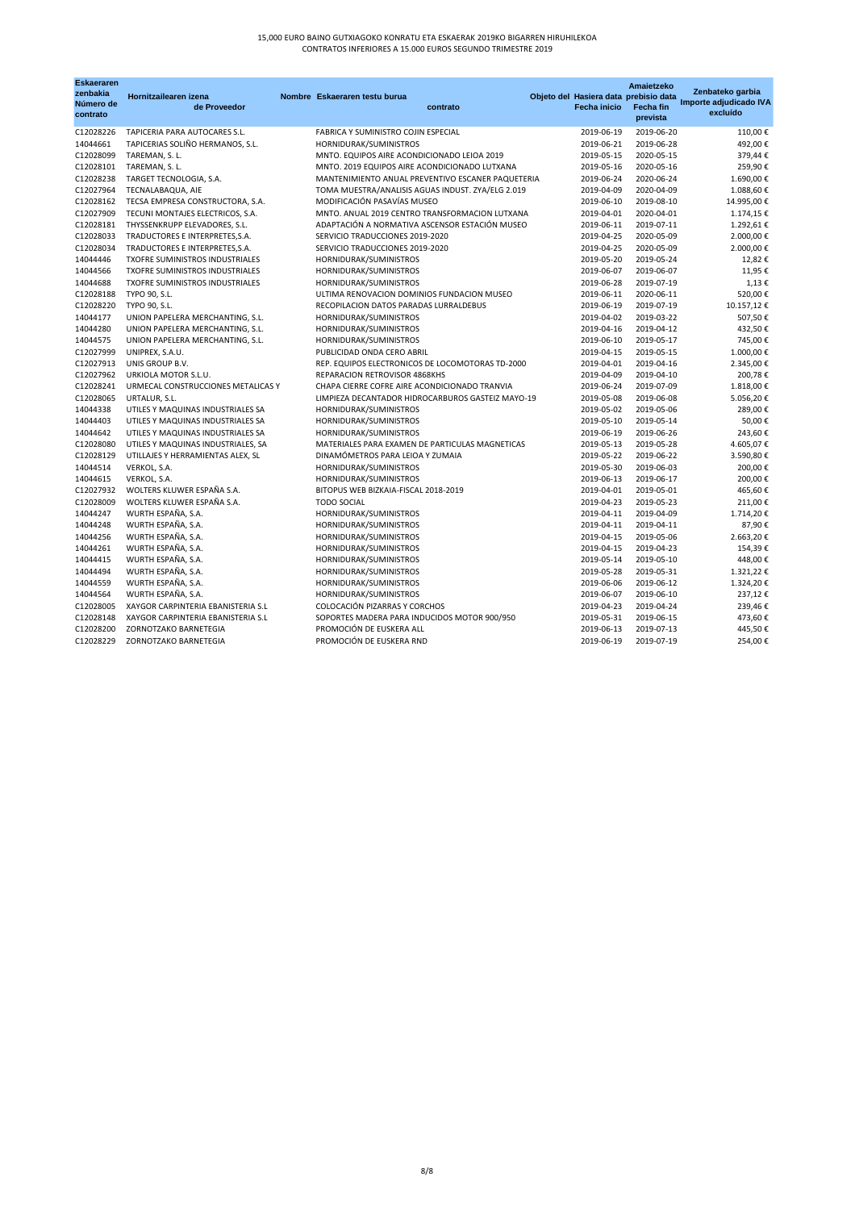15,000 EURO BAINO GUTXIAGOKO KONRATU ETA ESKAERAK 2019KO BIGARREN HIRUHILEKOA
CONTRATOS INFERIORES A 15.000 EUROS SEGUNDO TRIMESTRE 2019

| Eskaeraren zenbakia Número de contrato | Hornitzailearen izena Nombre de Proveedor | Eskaeraren testu burua Objeto del contrato | Hasiera data Fecha inicio | Amaietzeko prebisio data Fecha fin prevista | Zenbateko garbia Importe adjudicado IVA excluido |
|---|---|---|---|---|---|
| C12028226 | TAPICERIA PARA AUTOCARES S.L. | FABRICA Y SUMINISTRO COJIN ESPECIAL | 2019-06-19 | 2019-06-20 | 110,00 € |
| 14044661 | TAPICERIAS SOLIÑO HERMANOS, S.L. | HORNIDURAK/SUMINISTROS | 2019-06-21 | 2019-06-28 | 492,00 € |
| C12028099 | TAREMAN, S. L. | MNTO. EQUIPOS AIRE ACONDICIONADO LEIOA 2019 | 2019-05-15 | 2020-05-15 | 379,44 € |
| C12028101 | TAREMAN, S. L. | MNTO. 2019 EQUIPOS AIRE ACONDICIONADO LUTXANA | 2019-05-16 | 2020-05-16 | 259,90 € |
| C12028238 | TARGET TECNOLOGIA, S.A. | MANTENIMIENTO ANUAL PREVENTIVO ESCANER PAQUETERIA | 2019-06-24 | 2020-06-24 | 1.690,00 € |
| C12027964 | TECNALABAQUA, AIE | TOMA MUESTRA/ANALISIS AGUAS INDUST. ZYA/ELG 2.019 | 2019-04-09 | 2020-04-09 | 1.088,60 € |
| C12028162 | TECSA EMPRESA CONSTRUCTORA, S.A. | MODIFICACIÓN PASAVÍAS MUSEO | 2019-06-10 | 2019-08-10 | 14.995,00 € |
| C12027909 | TECUNI MONTAJES ELECTRICOS, S.A. | MNTO. ANUAL 2019 CENTRO TRANSFORMACION LUTXANA | 2019-04-01 | 2020-04-01 | 1.174,15 € |
| C12028181 | THYSSENKRUPP ELEVADORES, S.L. | ADAPTACIÓN A NORMATIVA ASCENSOR ESTACIÓN MUSEO | 2019-06-11 | 2019-07-11 | 1.292,61 € |
| C12028033 | TRADUCTORES E INTERPRETES,S.A. | SERVICIO TRADUCCIONES 2019-2020 | 2019-04-25 | 2020-05-09 | 2.000,00 € |
| C12028034 | TRADUCTORES E INTERPRETES,S.A. | SERVICIO TRADUCCIONES 2019-2020 | 2019-04-25 | 2020-05-09 | 2.000,00 € |
| 14044446 | TXOFRE SUMINISTROS INDUSTRIALES | HORNIDURAK/SUMINISTROS | 2019-05-20 | 2019-05-24 | 12,82 € |
| 14044566 | TXOFRE SUMINISTROS INDUSTRIALES | HORNIDURAK/SUMINISTROS | 2019-06-07 | 2019-06-07 | 11,95 € |
| 14044688 | TXOFRE SUMINISTROS INDUSTRIALES | HORNIDURAK/SUMINISTROS | 2019-06-28 | 2019-07-19 | 1,13 € |
| C12028188 | TYPO 90, S.L. | ULTIMA RENOVACION DOMINIOS FUNDACION MUSEO | 2019-06-11 | 2020-06-11 | 520,00 € |
| C12028220 | TYPO 90, S.L. | RECOPILACION DATOS PARADAS LURRALDEBUS | 2019-06-19 | 2019-07-19 | 10.157,12 € |
| 14044177 | UNION PAPELERA MERCHANTING, S.L. | HORNIDURAK/SUMINISTROS | 2019-04-02 | 2019-03-22 | 507,50 € |
| 14044280 | UNION PAPELERA MERCHANTING, S.L. | HORNIDURAK/SUMINISTROS | 2019-04-16 | 2019-04-12 | 432,50 € |
| 14044575 | UNION PAPELERA MERCHANTING, S.L. | HORNIDURAK/SUMINISTROS | 2019-06-10 | 2019-05-17 | 745,00 € |
| C12027999 | UNIPREX, S.A.U. | PUBLICIDAD ONDA CERO ABRIL | 2019-04-15 | 2019-05-15 | 1.000,00 € |
| C12027913 | UNIS GROUP B.V. | REP. EQUIPOS ELECTRONICOS DE LOCOMOTORAS TD-2000 | 2019-04-01 | 2019-04-16 | 2.345,00 € |
| C12027962 | URKIOLA MOTOR S.L.U. | REPARACION RETROVISOR 4868KHS | 2019-04-09 | 2019-04-10 | 200,78 € |
| C12028241 | URMECAL CONSTRUCCIONES METALICAS Y | CHAPA CIERRE COFRE AIRE ACONDICIONADO TRANVIA | 2019-06-24 | 2019-07-09 | 1.818,00 € |
| C12028065 | URTALUR, S.L. | LIMPIEZA DECANTADOR HIDROCARBUROS GASTEIZ MAYO-19 | 2019-05-08 | 2019-06-08 | 5.056,20 € |
| 14044338 | UTILES Y MAQUINAS INDUSTRIALES SA | HORNIDURAK/SUMINISTROS | 2019-05-02 | 2019-05-06 | 289,00 € |
| 14044403 | UTILES Y MAQUINAS INDUSTRIALES SA | HORNIDURAK/SUMINISTROS | 2019-05-10 | 2019-05-14 | 50,00 € |
| 14044642 | UTILES Y MAQUINAS INDUSTRIALES SA | HORNIDURAK/SUMINISTROS | 2019-06-19 | 2019-06-26 | 243,60 € |
| C12028080 | UTILES Y MAQUINAS INDUSTRIALES, SA | MATERIALES PARA EXAMEN DE PARTICULAS MAGNETICAS | 2019-05-13 | 2019-05-28 | 4.605,07 € |
| C12028129 | UTILLAJES Y HERRAMIENTAS ALEX, SL | DINAMÓMETROS PARA LEIOA Y ZUMAIA | 2019-05-22 | 2019-06-22 | 3.590,80 € |
| 14044514 | VERKOL, S.A. | HORNIDURAK/SUMINISTROS | 2019-05-30 | 2019-06-03 | 200,00 € |
| 14044615 | VERKOL, S.A. | HORNIDURAK/SUMINISTROS | 2019-06-13 | 2019-06-17 | 200,00 € |
| C12027932 | WOLTERS KLUWER ESPAÑA S.A. | BITOPUS WEB BIZKAIA-FISCAL 2018-2019 | 2019-04-01 | 2019-05-01 | 465,60 € |
| C12028009 | WOLTERS KLUWER ESPAÑA S.A. | TODO SOCIAL | 2019-04-23 | 2019-05-23 | 211,00 € |
| 14044247 | WURTH ESPAÑA, S.A. | HORNIDURAK/SUMINISTROS | 2019-04-11 | 2019-04-09 | 1.714,20 € |
| 14044248 | WURTH ESPAÑA, S.A. | HORNIDURAK/SUMINISTROS | 2019-04-11 | 2019-04-11 | 87,90 € |
| 14044256 | WURTH ESPAÑA, S.A. | HORNIDURAK/SUMINISTROS | 2019-04-15 | 2019-05-06 | 2.663,20 € |
| 14044261 | WURTH ESPAÑA, S.A. | HORNIDURAK/SUMINISTROS | 2019-04-15 | 2019-04-23 | 154,39 € |
| 14044415 | WURTH ESPAÑA, S.A. | HORNIDURAK/SUMINISTROS | 2019-05-14 | 2019-05-10 | 448,00 € |
| 14044494 | WURTH ESPAÑA, S.A. | HORNIDURAK/SUMINISTROS | 2019-05-28 | 2019-05-31 | 1.321,22 € |
| 14044559 | WURTH ESPAÑA, S.A. | HORNIDURAK/SUMINISTROS | 2019-06-06 | 2019-06-12 | 1.324,20 € |
| 14044564 | WURTH ESPAÑA, S.A. | HORNIDURAK/SUMINISTROS | 2019-06-07 | 2019-06-10 | 237,12 € |
| C12028005 | XAYGOR CARPINTERIA EBANISTERIA S.L | COLOCACIÓN PIZARRAS Y CORCHOS | 2019-04-23 | 2019-04-24 | 239,46 € |
| C12028148 | XAYGOR CARPINTERIA EBANISTERIA S.L | SOPORTES MADERA PARA INDUCIDOS MOTOR 900/950 | 2019-05-31 | 2019-06-15 | 473,60 € |
| C12028200 | ZORNOTZAKO BARNETEGIA | PROMOCIÓN DE EUSKERA ALL | 2019-06-13 | 2019-07-13 | 445,50 € |
| C12028229 | ZORNOTZAKO BARNETEGIA | PROMOCIÓN DE EUSKERA RND | 2019-06-19 | 2019-07-19 | 254,00 € |